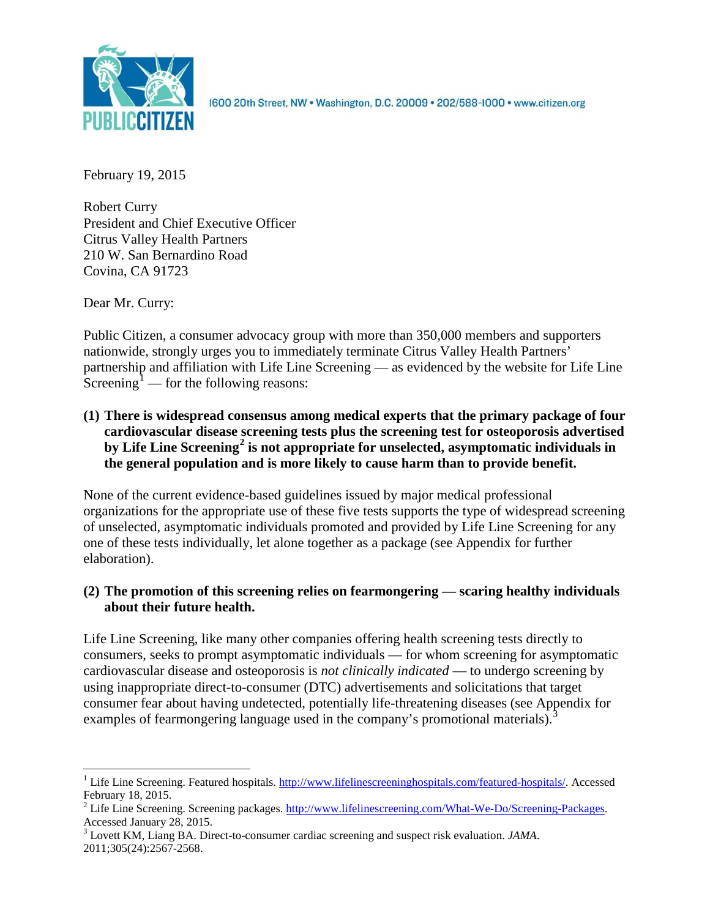PUBLIC CITIZEN

1600 20th Street, NW • Washington, D.C. 20009 • 202/588-1000 • www.citizen.org

February 19, 2015

Robert Curry
President and Chief Executive Officer
Citrus Valley Health Partners
210 W. San Bernardino Road
Covina, CA 91723

Dear Mr. Curry:

Public Citizen, a consumer advocacy group with more than 350,000 members and supporters nationwide, strongly urges you to immediately terminate Citrus Valley Health Partners' partnership and affiliation with Life Line Screening — as evidenced by the website for Life Line Screening[1] — for the following reasons:

**(1) There is widespread consensus among medical experts that the primary package of four cardiovascular disease screening tests plus the screening test for osteoporosis advertised by Life Line Screening[2] is not appropriate for unselected, asymptomatic individuals in the general population and is more likely to cause harm than to provide benefit.**

None of the current evidence-based guidelines issued by major medical professional organizations for the appropriate use of these five tests supports the type of widespread screening of unselected, asymptomatic individuals promoted and provided by Life Line Screening for any one of these tests individually, let alone together as a package (see Appendix for further elaboration).

**(2) The promotion of this screening relies on fearmongering — scaring healthy individuals about their future health.**

Life Line Screening, like many other companies offering health screening tests directly to consumers, seeks to prompt asymptomatic individuals — for whom screening for asymptomatic cardiovascular disease and osteoporosis is *not clinically indicated* — to undergo screening by using inappropriate direct-to-consumer (DTC) advertisements and solicitations that target consumer fear about having undetected, potentially life-threatening diseases (see Appendix for examples of fearmongering language used in the company's promotional materials).[3]

---

[1] Life Line Screening. Featured hospitals. http://www.lifelinescreeninghospitals.com/featured-hospitals/. Accessed February 18, 2015.

[2] Life Line Screening. Screening packages. http://www.lifelinescreening.com/What-We-Do/Screening-Packages. Accessed January 28, 2015.

[3] Lovett KM, Liang BA. Direct-to-consumer cardiac screening and suspect risk evaluation. *JAMA*. 2011;305(24):2567-2568.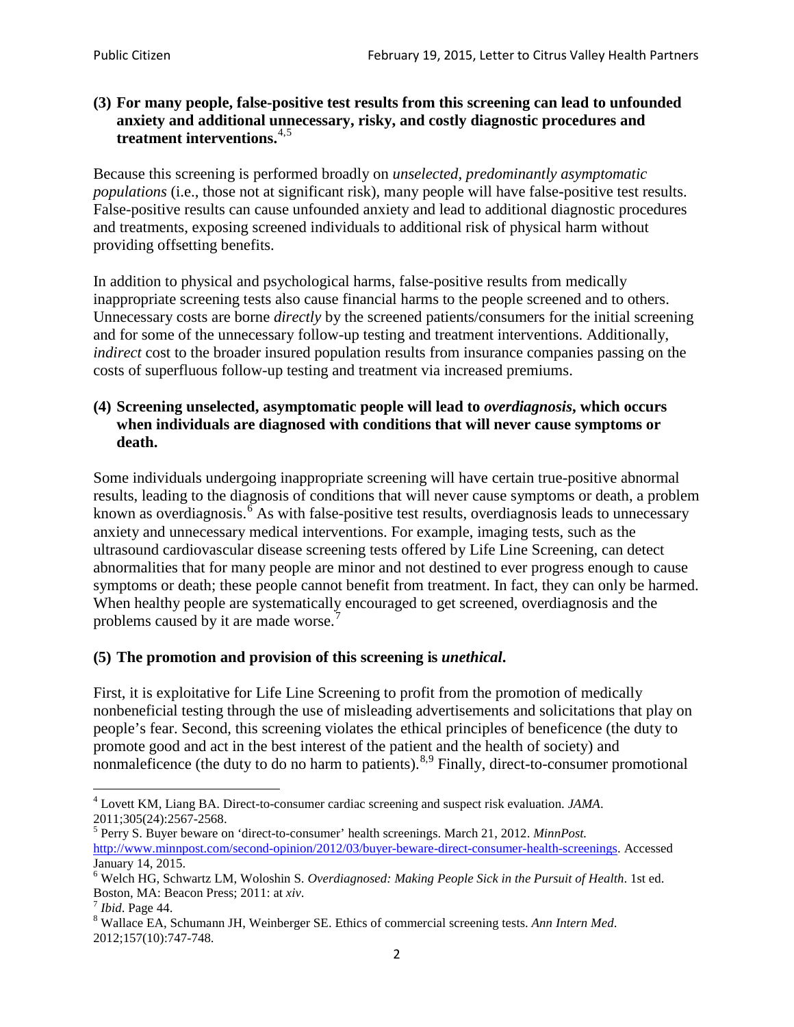**(3) For many people, false-positive test results from this screening can lead to unfounded anxiety and additional unnecessary, risky, and costly diagnostic procedures and treatment interventions.**[4,5]

Because this screening is performed broadly on *unselected, predominantly asymptomatic populations* (i.e., those not at significant risk), many people will have false-positive test results. False-positive results can cause unfounded anxiety and lead to additional diagnostic procedures and treatments, exposing screened individuals to additional risk of physical harm without providing offsetting benefits.

In addition to physical and psychological harms, false-positive results from medically inappropriate screening tests also cause financial harms to the people screened and to others. Unnecessary costs are borne *directly* by the screened patients/consumers for the initial screening and for some of the unnecessary follow-up testing and treatment interventions. Additionally, *indirect* cost to the broader insured population results from insurance companies passing on the costs of superfluous follow-up testing and treatment via increased premiums.

**(4) Screening unselected, asymptomatic people will lead to *overdiagnosis*, which occurs when individuals are diagnosed with conditions that will never cause symptoms or death.**

Some individuals undergoing inappropriate screening will have certain true-positive abnormal results, leading to the diagnosis of conditions that will never cause symptoms or death, a problem known as overdiagnosis.[6] As with false-positive test results, overdiagnosis leads to unnecessary anxiety and unnecessary medical interventions. For example, imaging tests, such as the ultrasound cardiovascular disease screening tests offered by Life Line Screening, can detect abnormalities that for many people are minor and not destined to ever progress enough to cause symptoms or death; these people cannot benefit from treatment. In fact, they can only be harmed. When healthy people are systematically encouraged to get screened, overdiagnosis and the problems caused by it are made worse.[7]

**(5) The promotion and provision of this screening is *unethical*.**

First, it is exploitative for Life Line Screening to profit from the promotion of medically nonbeneficial testing through the use of misleading advertisements and solicitations that play on people's fear. Second, this screening violates the ethical principles of beneficence (the duty to promote good and act in the best interest of the patient and the health of society) and nonmaleficence (the duty to do no harm to patients).[8,9] Finally, direct-to-consumer promotional

---

[4] Lovett KM, Liang BA. Direct-to-consumer cardiac screening and suspect risk evaluation. *JAMA*. 2011;305(24):2567-2568.

[5] Perry S. Buyer beware on 'direct-to-consumer' health screenings. March 21, 2012. *MinnPost.* http://www.minnpost.com/second-opinion/2012/03/buyer-beware-direct-consumer-health-screenings. Accessed January 14, 2015.

[6] Welch HG, Schwartz LM, Woloshin S. *Overdiagnosed: Making People Sick in the Pursuit of Health*. 1st ed. Boston, MA: Beacon Press; 2011: at *xiv*.

[7] *Ibid*. Page 44.

[8] Wallace EA, Schumann JH, Weinberger SE. Ethics of commercial screening tests. *Ann Intern Med*. 2012;157(10):747-748.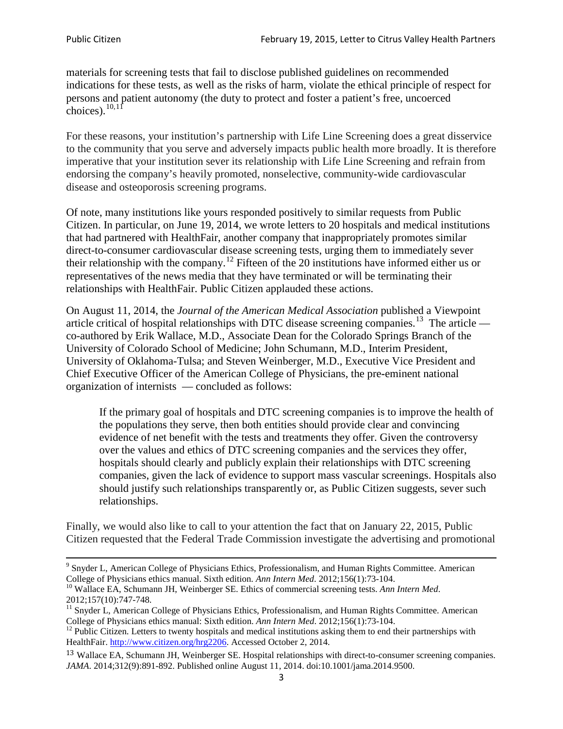materials for screening tests that fail to disclose published guidelines on recommended indications for these tests, as well as the risks of harm, violate the ethical principle of respect for persons and patient autonomy (the duty to protect and foster a patient's free, uncoerced choices).[10,11]

For these reasons, your institution's partnership with Life Line Screening does a great disservice to the community that you serve and adversely impacts public health more broadly. It is therefore imperative that your institution sever its relationship with Life Line Screening and refrain from endorsing the company's heavily promoted, nonselective, community-wide cardiovascular disease and osteoporosis screening programs.

Of note, many institutions like yours responded positively to similar requests from Public Citizen. In particular, on June 19, 2014, we wrote letters to 20 hospitals and medical institutions that had partnered with HealthFair, another company that inappropriately promotes similar direct-to-consumer cardiovascular disease screening tests, urging them to immediately sever their relationship with the company.[12] Fifteen of the 20 institutions have informed either us or representatives of the news media that they have terminated or will be terminating their relationships with HealthFair. Public Citizen applauded these actions.

On August 11, 2014, the *Journal of the American Medical Association* published a Viewpoint article critical of hospital relationships with DTC disease screening companies.[13] The article — co-authored by Erik Wallace, M.D., Associate Dean for the Colorado Springs Branch of the University of Colorado School of Medicine; John Schumann, M.D., Interim President, University of Oklahoma-Tulsa; and Steven Weinberger, M.D., Executive Vice President and Chief Executive Officer of the American College of Physicians, the pre-eminent national organization of internists — concluded as follows:

> If the primary goal of hospitals and DTC screening companies is to improve the health of the populations they serve, then both entities should provide clear and convincing evidence of net benefit with the tests and treatments they offer. Given the controversy over the values and ethics of DTC screening companies and the services they offer, hospitals should clearly and publicly explain their relationships with DTC screening companies, given the lack of evidence to support mass vascular screenings. Hospitals also should justify such relationships transparently or, as Public Citizen suggests, sever such relationships.

Finally, we would also like to call to your attention the fact that on January 22, 2015, Public Citizen requested that the Federal Trade Commission investigate the advertising and promotional

---

[9] Snyder L, American College of Physicians Ethics, Professionalism, and Human Rights Committee. American College of Physicians ethics manual. Sixth edition. *Ann Intern Med*. 2012;156(1):73-104.

[10] Wallace EA, Schumann JH, Weinberger SE. Ethics of commercial screening tests. *Ann Intern Med*. 2012;157(10):747-748.

[11] Snyder L, American College of Physicians Ethics, Professionalism, and Human Rights Committee. American College of Physicians ethics manual: Sixth edition. *Ann Intern Med*. 2012;156(1):73-104.

[12] Public Citizen. Letters to twenty hospitals and medical institutions asking them to end their partnerships with HealthFair. http://www.citizen.org/hrg2206. Accessed October 2, 2014.

[13] Wallace EA, Schumann JH, Weinberger SE. Hospital relationships with direct-to-consumer screening companies. *JAMA*. 2014;312(9):891-892. Published online August 11, 2014. doi:10.1001/jama.2014.9500.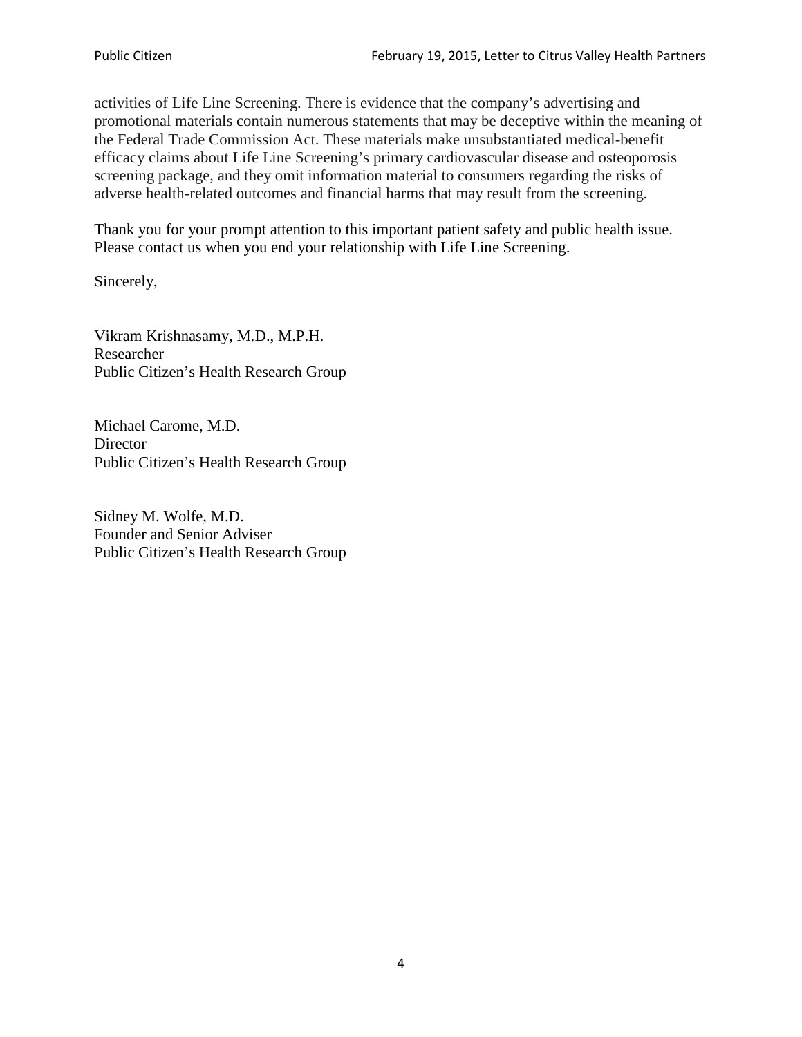activities of Life Line Screening. There is evidence that the company's advertising and promotional materials contain numerous statements that may be deceptive within the meaning of the Federal Trade Commission Act. These materials make unsubstantiated medical-benefit efficacy claims about Life Line Screening's primary cardiovascular disease and osteoporosis screening package, and they omit information material to consumers regarding the risks of adverse health-related outcomes and financial harms that may result from the screening.

Thank you for your prompt attention to this important patient safety and public health issue. Please contact us when you end your relationship with Life Line Screening.

Sincerely,

Vikram Krishnasamy, M.D., M.P.H.
Researcher
Public Citizen's Health Research Group

Michael Carome, M.D.
Director
Public Citizen's Health Research Group

Sidney M. Wolfe, M.D.
Founder and Senior Adviser
Public Citizen's Health Research Group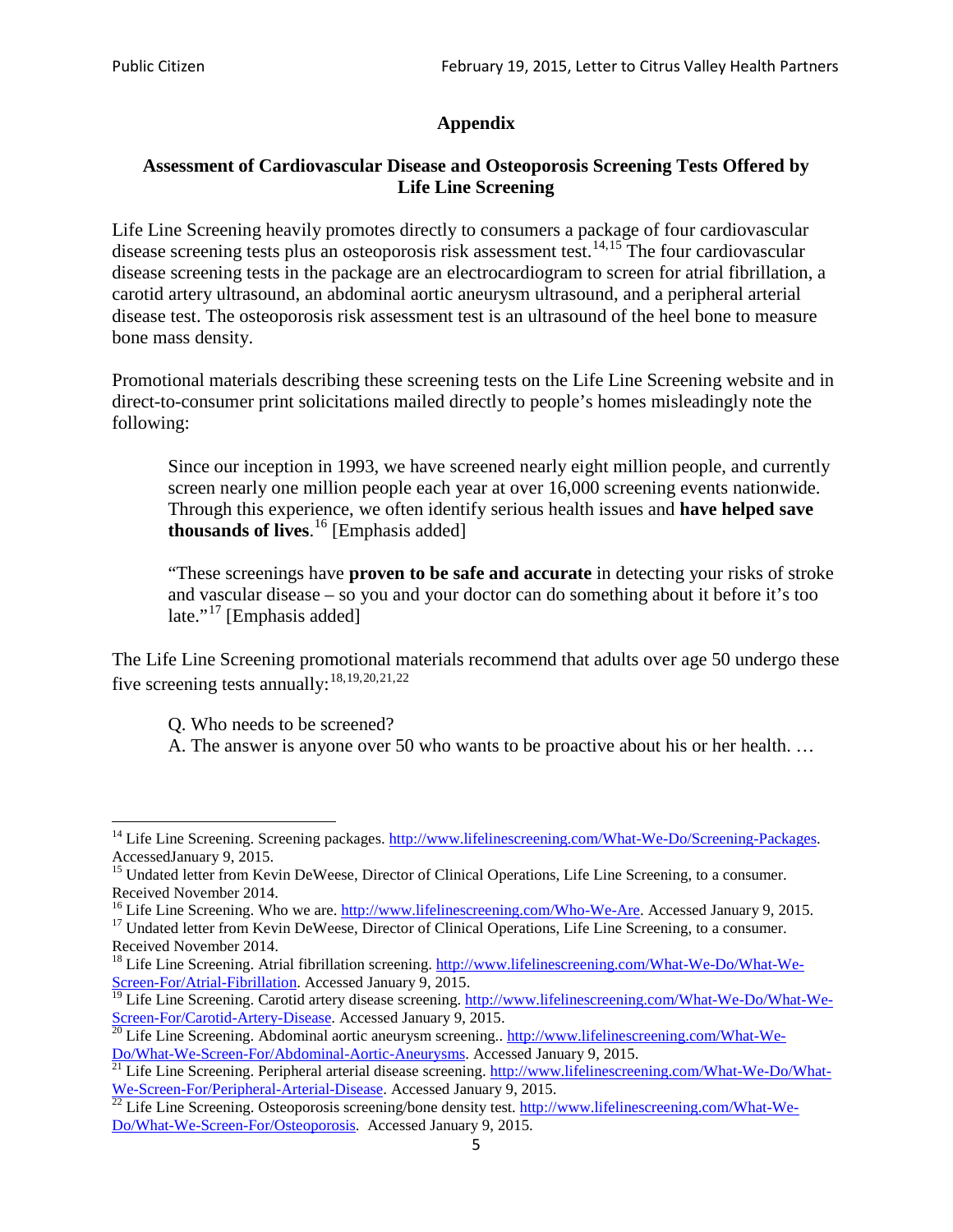# Appendix

## Assessment of Cardiovascular Disease and Osteoporosis Screening Tests Offered by Life Line Screening

Life Line Screening heavily promotes directly to consumers a package of four cardiovascular disease screening tests plus an osteoporosis risk assessment test.[14,15] The four cardiovascular disease screening tests in the package are an electrocardiogram to screen for atrial fibrillation, a carotid artery ultrasound, an abdominal aortic aneurysm ultrasound, and a peripheral arterial disease test. The osteoporosis risk assessment test is an ultrasound of the heel bone to measure bone mass density.

Promotional materials describing these screening tests on the Life Line Screening website and in direct-to-consumer print solicitations mailed directly to people's homes misleadingly note the following:

> Since our inception in 1993, we have screened nearly eight million people, and currently screen nearly one million people each year at over 16,000 screening events nationwide. Through this experience, we often identify serious health issues and **have helped save thousands of lives**.[16] [Emphasis added]
>
> "These screenings have **proven to be safe and accurate** in detecting your risks of stroke and vascular disease – so you and your doctor can do something about it before it's too late."[17] [Emphasis added]

The Life Line Screening promotional materials recommend that adults over age 50 undergo these five screening tests annually:[18,19,20,21,22]

> Q. Who needs to be screened?
> A. The answer is anyone over 50 who wants to be proactive about his or her health. …

---

[14] Life Line Screening. Screening packages. http://www.lifelinescreening.com/What-We-Do/Screening-Packages. AccessedJanuary 9, 2015.

[15] Undated letter from Kevin DeWeese, Director of Clinical Operations, Life Line Screening, to a consumer. Received November 2014.

[16] Life Line Screening. Who we are. http://www.lifelinescreening.com/Who-We-Are. Accessed January 9, 2015.

[17] Undated letter from Kevin DeWeese, Director of Clinical Operations, Life Line Screening, to a consumer. Received November 2014.

[18] Life Line Screening. Atrial fibrillation screening. http://www.lifelinescreening.com/What-We-Do/What-We-Screen-For/Atrial-Fibrillation. Accessed January 9, 2015.

[19] Life Line Screening. Carotid artery disease screening. http://www.lifelinescreening.com/What-We-Do/What-We-Screen-For/Carotid-Artery-Disease. Accessed January 9, 2015.

[20] Life Line Screening. Abdominal aortic aneurysm screening.. http://www.lifelinescreening.com/What-We-Do/What-We-Screen-For/Abdominal-Aortic-Aneurysms. Accessed January 9, 2015.

[21] Life Line Screening. Peripheral arterial disease screening. http://www.lifelinescreening.com/What-We-Do/What-We-Screen-For/Peripheral-Arterial-Disease. Accessed January 9, 2015.

[22] Life Line Screening. Osteoporosis screening/bone density test. http://www.lifelinescreening.com/What-We-Do/What-We-Screen-For/Osteoporosis. Accessed January 9, 2015.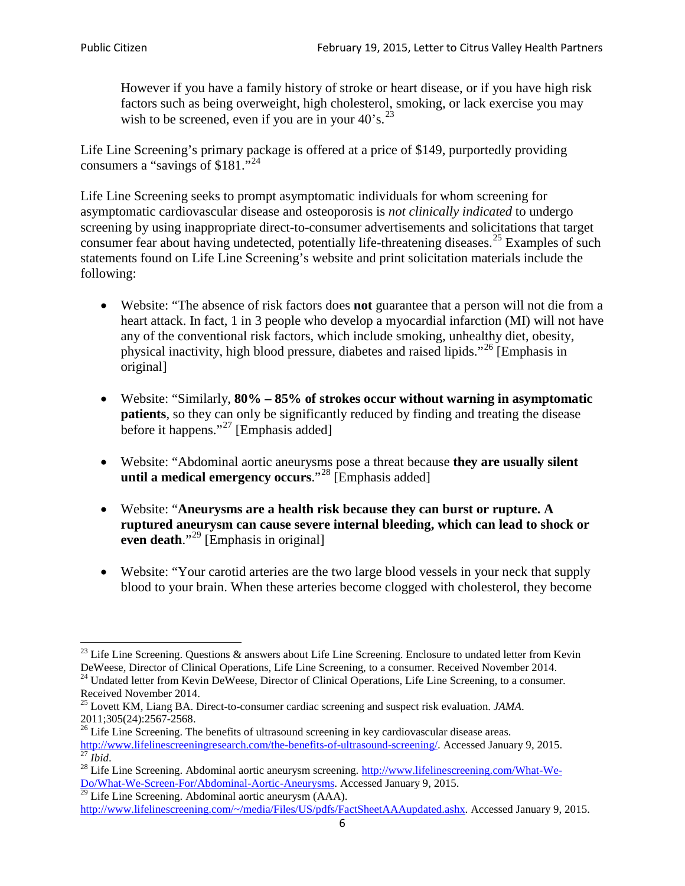> However if you have a family history of stroke or heart disease, or if you have high risk factors such as being overweight, high cholesterol, smoking, or lack exercise you may wish to be screened, even if you are in your 40's.[23]

Life Line Screening's primary package is offered at a price of $149, purportedly providing consumers a "savings of $181."[24]

Life Line Screening seeks to prompt asymptomatic individuals for whom screening for asymptomatic cardiovascular disease and osteoporosis is *not clinically indicated* to undergo screening by using inappropriate direct-to-consumer advertisements and solicitations that target consumer fear about having undetected, potentially life-threatening diseases.[25] Examples of such statements found on Life Line Screening's website and print solicitation materials include the following:

- Website: "The absence of risk factors does **not** guarantee that a person will not die from a heart attack. In fact, 1 in 3 people who develop a myocardial infarction (MI) will not have any of the conventional risk factors, which include smoking, unhealthy diet, obesity, physical inactivity, high blood pressure, diabetes and raised lipids."[26] [Emphasis in original]

- Website: "Similarly, **80% – 85% of strokes occur without warning in asymptomatic patients**, so they can only be significantly reduced by finding and treating the disease before it happens."[27] [Emphasis added]

- Website: "Abdominal aortic aneurysms pose a threat because **they are usually silent until a medical emergency occurs**."[28] [Emphasis added]

- Website: "**Aneurysms are a health risk because they can burst or rupture. A ruptured aneurysm can cause severe internal bleeding, which can lead to shock or even death**."[29] [Emphasis in original]

- Website: "Your carotid arteries are the two large blood vessels in your neck that supply blood to your brain. When these arteries become clogged with cholesterol, they become

---

[23] Life Line Screening. Questions & answers about Life Line Screening. Enclosure to undated letter from Kevin DeWeese, Director of Clinical Operations, Life Line Screening, to a consumer. Received November 2014.

[24] Undated letter from Kevin DeWeese, Director of Clinical Operations, Life Line Screening, to a consumer. Received November 2014.

[25] Lovett KM, Liang BA. Direct-to-consumer cardiac screening and suspect risk evaluation. *JAMA*. 2011;305(24):2567-2568.

[26] Life Line Screening. The benefits of ultrasound screening in key cardiovascular disease areas. http://www.lifelinescreeningresearch.com/the-benefits-of-ultrasound-screening/. Accessed January 9, 2015.

[27] *Ibid*.

[28] Life Line Screening. Abdominal aortic aneurysm screening. http://www.lifelinescreening.com/What-We-Do/What-We-Screen-For/Abdominal-Aortic-Aneurysms. Accessed January 9, 2015.

[29] Life Line Screening. Abdominal aortic aneurysm (AAA). http://www.lifelinescreening.com/~/media/Files/US/pdfs/FactSheetAAAupdated.ashx. Accessed January 9, 2015.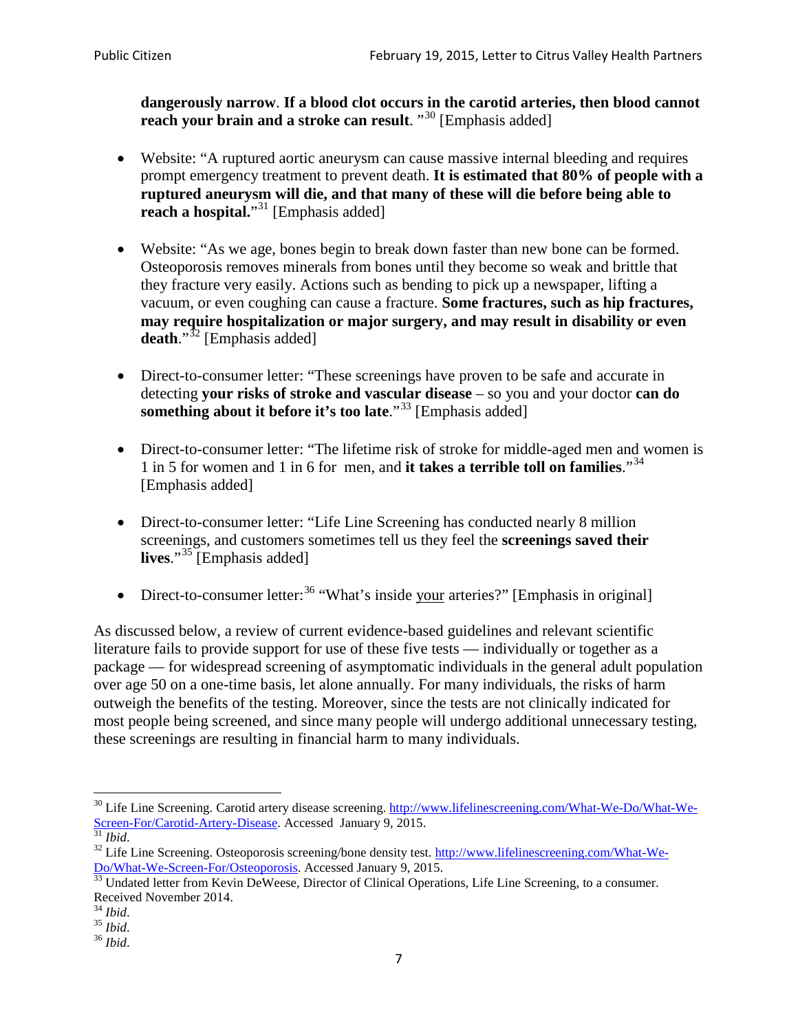**dangerously narrow**. **If a blood clot occurs in the carotid arteries, then blood cannot reach your brain and a stroke can result**. "[30] [Emphasis added]

- Website: "A ruptured aortic aneurysm can cause massive internal bleeding and requires prompt emergency treatment to prevent death. **It is estimated that 80% of people with a ruptured aneurysm will die, and that many of these will die before being able to reach a hospital.**"[31] [Emphasis added]

- Website: "As we age, bones begin to break down faster than new bone can be formed. Osteoporosis removes minerals from bones until they become so weak and brittle that they fracture very easily. Actions such as bending to pick up a newspaper, lifting a vacuum, or even coughing can cause a fracture. **Some fractures, such as hip fractures, may require hospitalization or major surgery, and may result in disability or even death**."[32] [Emphasis added]

- Direct-to-consumer letter: "These screenings have proven to be safe and accurate in detecting **your risks of stroke and vascular disease** – so you and your doctor **can do something about it before it's too late**."[33] [Emphasis added]

- Direct-to-consumer letter: "The lifetime risk of stroke for middle-aged men and women is 1 in 5 for women and 1 in 6 for men, and **it takes a terrible toll on families**."[34] [Emphasis added]

- Direct-to-consumer letter: "Life Line Screening has conducted nearly 8 million screenings, and customers sometimes tell us they feel the **screenings saved their lives**."[35] [Emphasis added]

- Direct-to-consumer letter:[36] "What's inside <u>your</u> arteries?" [Emphasis in original]

As discussed below, a review of current evidence-based guidelines and relevant scientific literature fails to provide support for use of these five tests — individually or together as a package — for widespread screening of asymptomatic individuals in the general adult population over age 50 on a one-time basis, let alone annually. For many individuals, the risks of harm outweigh the benefits of the testing. Moreover, since the tests are not clinically indicated for most people being screened, and since many people will undergo additional unnecessary testing, these screenings are resulting in financial harm to many individuals.

---

[30] Life Line Screening. Carotid artery disease screening. http://www.lifelinescreening.com/What-We-Do/What-We-Screen-For/Carotid-Artery-Disease. Accessed January 9, 2015.

[31] *Ibid*.

[32] Life Line Screening. Osteoporosis screening/bone density test. http://www.lifelinescreening.com/What-We-Do/What-We-Screen-For/Osteoporosis. Accessed January 9, 2015.

[33] Undated letter from Kevin DeWeese, Director of Clinical Operations, Life Line Screening, to a consumer. Received November 2014.

[34] *Ibid*.

[35] *Ibid*.

[36] *Ibid*.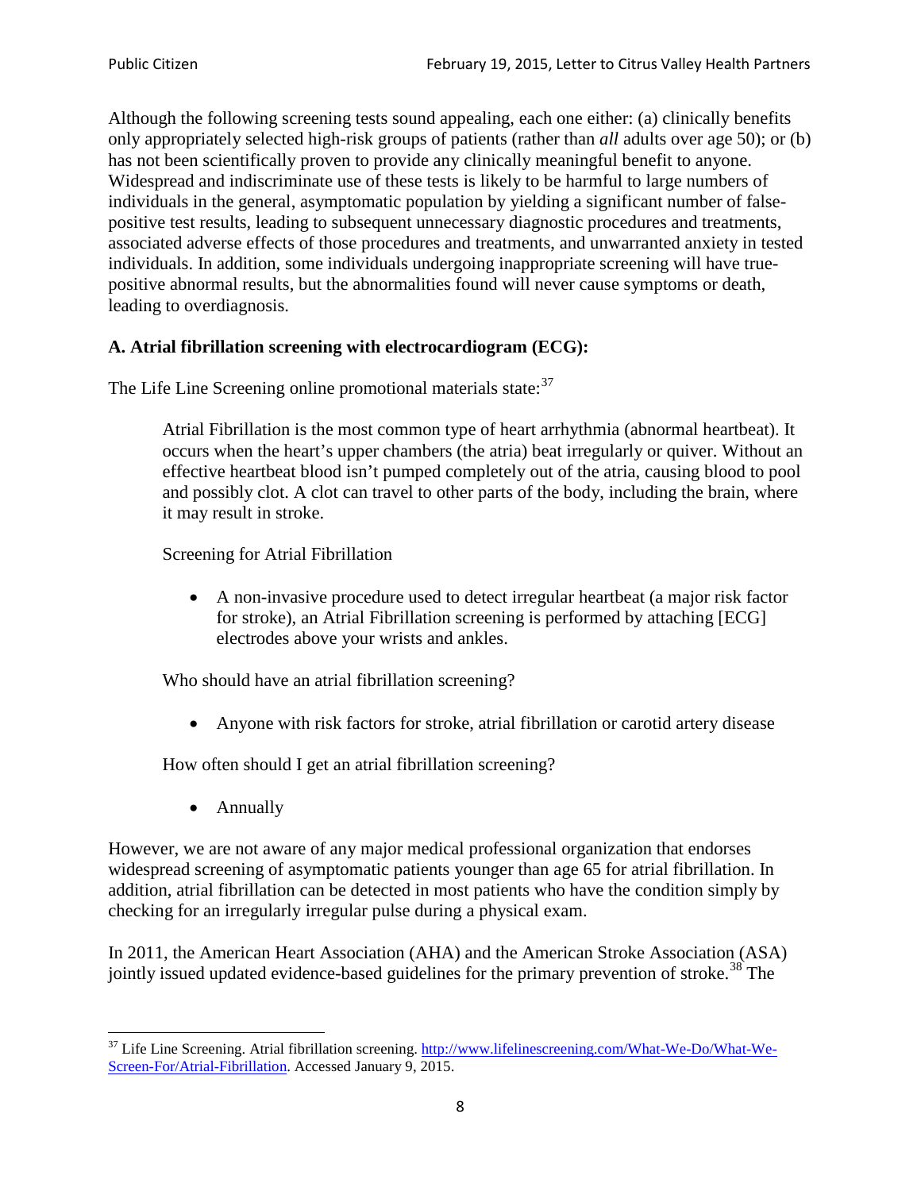Although the following screening tests sound appealing, each one either: (a) clinically benefits only appropriately selected high-risk groups of patients (rather than *all* adults over age 50); or (b) has not been scientifically proven to provide any clinically meaningful benefit to anyone. Widespread and indiscriminate use of these tests is likely to be harmful to large numbers of individuals in the general, asymptomatic population by yielding a significant number of false-positive test results, leading to subsequent unnecessary diagnostic procedures and treatments, associated adverse effects of those procedures and treatments, and unwarranted anxiety in tested individuals. In addition, some individuals undergoing inappropriate screening will have true-positive abnormal results, but the abnormalities found will never cause symptoms or death, leading to overdiagnosis.

**A. Atrial fibrillation screening with electrocardiogram (ECG):**

The Life Line Screening online promotional materials state:[37]

> Atrial Fibrillation is the most common type of heart arrhythmia (abnormal heartbeat). It occurs when the heart's upper chambers (the atria) beat irregularly or quiver. Without an effective heartbeat blood isn't pumped completely out of the atria, causing blood to pool and possibly clot. A clot can travel to other parts of the body, including the brain, where it may result in stroke.
>
> Screening for Atrial Fibrillation
>
> - A non-invasive procedure used to detect irregular heartbeat (a major risk factor for stroke), an Atrial Fibrillation screening is performed by attaching [ECG] electrodes above your wrists and ankles.
>
> Who should have an atrial fibrillation screening?
>
> - Anyone with risk factors for stroke, atrial fibrillation or carotid artery disease
>
> How often should I get an atrial fibrillation screening?
>
> - Annually

However, we are not aware of any major medical professional organization that endorses widespread screening of asymptomatic patients younger than age 65 for atrial fibrillation. In addition, atrial fibrillation can be detected in most patients who have the condition simply by checking for an irregularly irregular pulse during a physical exam.

In 2011, the American Heart Association (AHA) and the American Stroke Association (ASA) jointly issued updated evidence-based guidelines for the primary prevention of stroke.[38] The

---

[37] Life Line Screening. Atrial fibrillation screening. http://www.lifelinescreening.com/What-We-Do/What-We-Screen-For/Atrial-Fibrillation. Accessed January 9, 2015.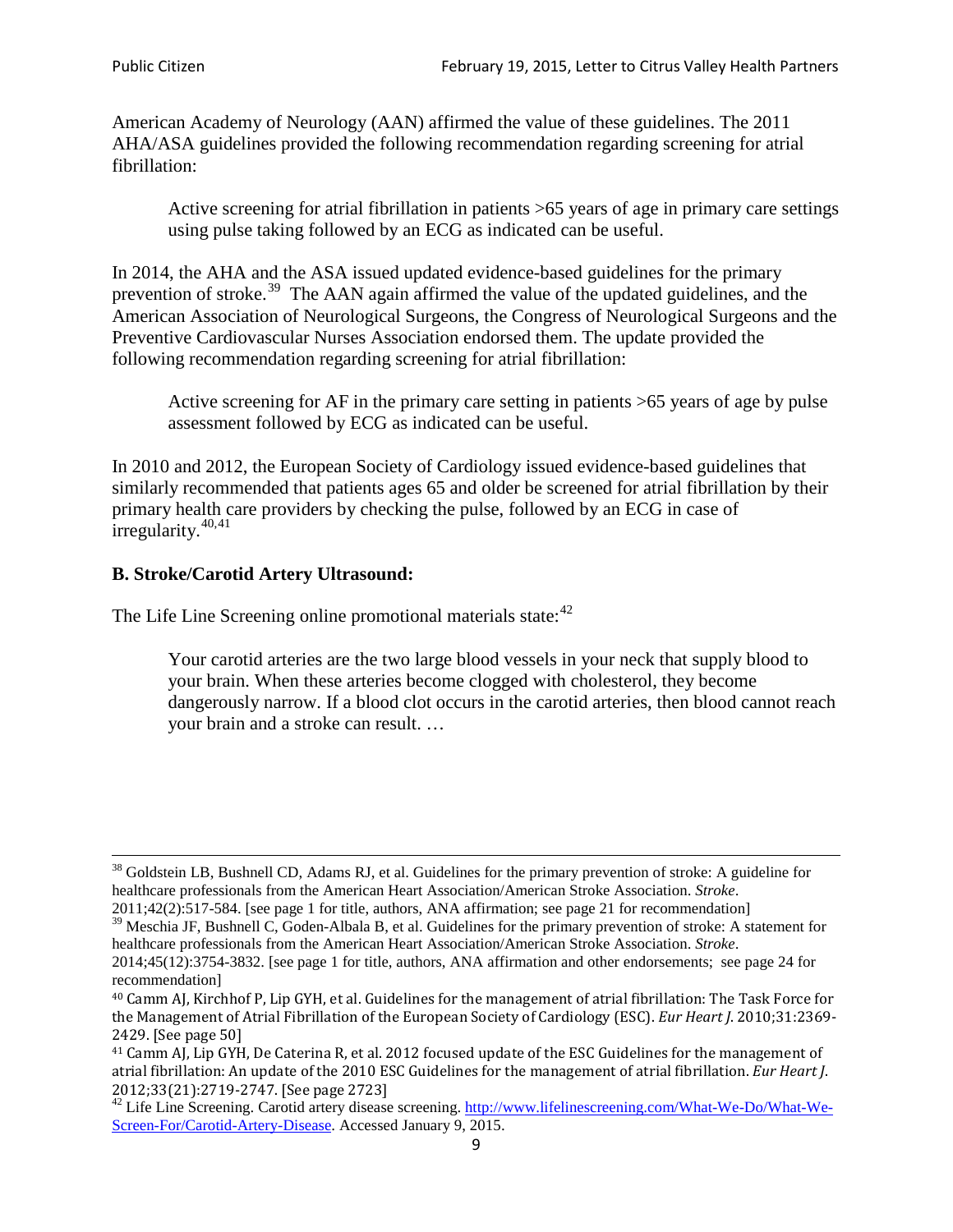American Academy of Neurology (AAN) affirmed the value of these guidelines. The 2011 AHA/ASA guidelines provided the following recommendation regarding screening for atrial fibrillation:

> Active screening for atrial fibrillation in patients >65 years of age in primary care settings using pulse taking followed by an ECG as indicated can be useful.

In 2014, the AHA and the ASA issued updated evidence-based guidelines for the primary prevention of stroke.[39] The AAN again affirmed the value of the updated guidelines, and the American Association of Neurological Surgeons, the Congress of Neurological Surgeons and the Preventive Cardiovascular Nurses Association endorsed them. The update provided the following recommendation regarding screening for atrial fibrillation:

> Active screening for AF in the primary care setting in patients >65 years of age by pulse assessment followed by ECG as indicated can be useful.

In 2010 and 2012, the European Society of Cardiology issued evidence-based guidelines that similarly recommended that patients ages 65 and older be screened for atrial fibrillation by their primary health care providers by checking the pulse, followed by an ECG in case of irregularity.[40,41]

### B. Stroke/Carotid Artery Ultrasound:

The Life Line Screening online promotional materials state:[42]

> Your carotid arteries are the two large blood vessels in your neck that supply blood to your brain. When these arteries become clogged with cholesterol, they become dangerously narrow. If a blood clot occurs in the carotid arteries, then blood cannot reach your brain and a stroke can result. …

---

[38] Goldstein LB, Bushnell CD, Adams RJ, et al. Guidelines for the primary prevention of stroke: A guideline for healthcare professionals from the American Heart Association/American Stroke Association. *Stroke*. 2011;42(2):517-584. [see page 1 for title, authors, ANA affirmation; see page 21 for recommendation]

[39] Meschia JF, Bushnell C, Goden-Albala B, et al. Guidelines for the primary prevention of stroke: A statement for healthcare professionals from the American Heart Association/American Stroke Association. *Stroke*. 2014;45(12):3754-3832. [see page 1 for title, authors, ANA affirmation and other endorsements; see page 24 for recommendation]

[40] Camm AJ, Kirchhof P, Lip GYH, et al. Guidelines for the management of atrial fibrillation: The Task Force for the Management of Atrial Fibrillation of the European Society of Cardiology (ESC). *Eur Heart J*. 2010;31:2369-2429. [See page 50]

[41] Camm AJ, Lip GYH, De Caterina R, et al. 2012 focused update of the ESC Guidelines for the management of atrial fibrillation: An update of the 2010 ESC Guidelines for the management of atrial fibrillation. *Eur Heart J*. 2012;33(21):2719-2747. [See page 2723]

[42] Life Line Screening. Carotid artery disease screening. http://www.lifelinescreening.com/What-We-Do/What-We-Screen-For/Carotid-Artery-Disease. Accessed January 9, 2015.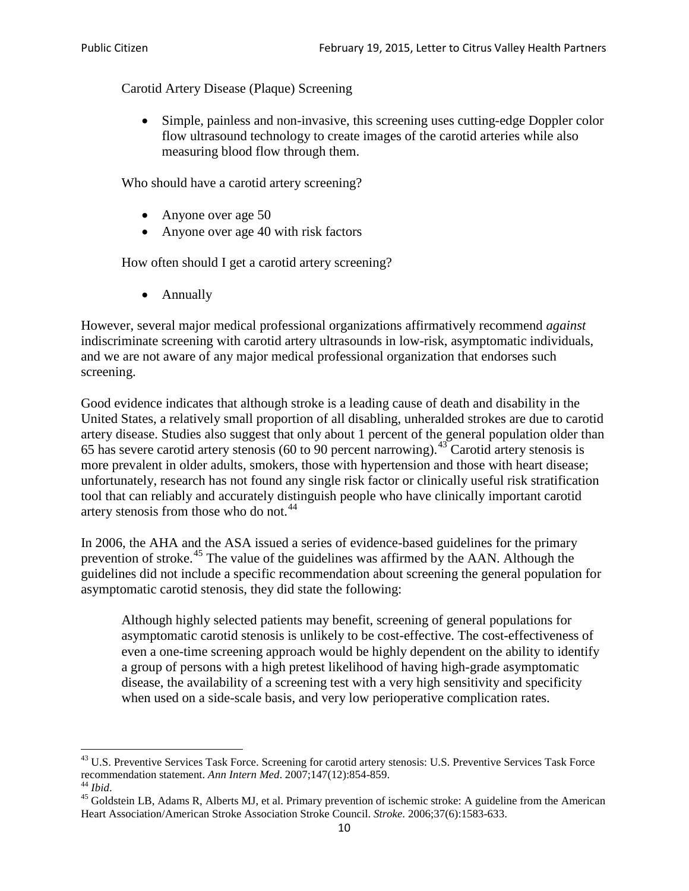Carotid Artery Disease (Plaque) Screening

- Simple, painless and non-invasive, this screening uses cutting-edge Doppler color flow ultrasound technology to create images of the carotid arteries while also measuring blood flow through them.

Who should have a carotid artery screening?

- Anyone over age 50
- Anyone over age 40 with risk factors

How often should I get a carotid artery screening?

- Annually

However, several major medical professional organizations affirmatively recommend *against* indiscriminate screening with carotid artery ultrasounds in low-risk, asymptomatic individuals, and we are not aware of any major medical professional organization that endorses such screening.

Good evidence indicates that although stroke is a leading cause of death and disability in the United States, a relatively small proportion of all disabling, unheralded strokes are due to carotid artery disease. Studies also suggest that only about 1 percent of the general population older than 65 has severe carotid artery stenosis (60 to 90 percent narrowing).[43] Carotid artery stenosis is more prevalent in older adults, smokers, those with hypertension and those with heart disease; unfortunately, research has not found any single risk factor or clinically useful risk stratification tool that can reliably and accurately distinguish people who have clinically important carotid artery stenosis from those who do not.[44]

In 2006, the AHA and the ASA issued a series of evidence-based guidelines for the primary prevention of stroke.[45] The value of the guidelines was affirmed by the AAN. Although the guidelines did not include a specific recommendation about screening the general population for asymptomatic carotid stenosis, they did state the following:

> Although highly selected patients may benefit, screening of general populations for asymptomatic carotid stenosis is unlikely to be cost-effective. The cost-effectiveness of even a one-time screening approach would be highly dependent on the ability to identify a group of persons with a high pretest likelihood of having high-grade asymptomatic disease, the availability of a screening test with a very high sensitivity and specificity when used on a side-scale basis, and very low perioperative complication rates.

---

[43] U.S. Preventive Services Task Force. Screening for carotid artery stenosis: U.S. Preventive Services Task Force recommendation statement. *Ann Intern Med*. 2007;147(12):854-859.

[44] *Ibid*.

[45] Goldstein LB, Adams R, Alberts MJ, et al. Primary prevention of ischemic stroke: A guideline from the American Heart Association/American Stroke Association Stroke Council. *Stroke*. 2006;37(6):1583-633.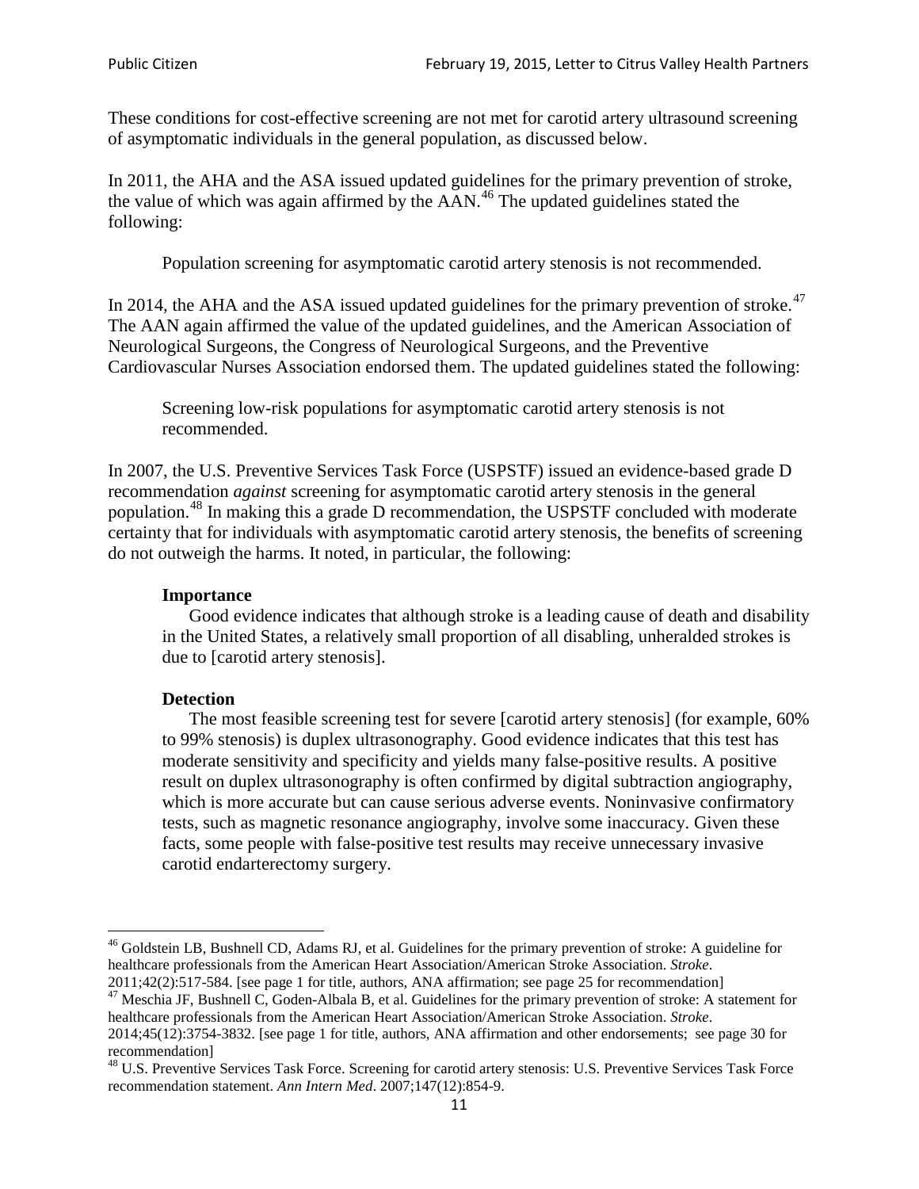These conditions for cost-effective screening are not met for carotid artery ultrasound screening of asymptomatic individuals in the general population, as discussed below.

In 2011, the AHA and the ASA issued updated guidelines for the primary prevention of stroke, the value of which was again affirmed by the AAN.[46] The updated guidelines stated the following:

> Population screening for asymptomatic carotid artery stenosis is not recommended.

In 2014, the AHA and the ASA issued updated guidelines for the primary prevention of stroke.[47] The AAN again affirmed the value of the updated guidelines, and the American Association of Neurological Surgeons, the Congress of Neurological Surgeons, and the Preventive Cardiovascular Nurses Association endorsed them. The updated guidelines stated the following:

> Screening low-risk populations for asymptomatic carotid artery stenosis is not recommended.

In 2007, the U.S. Preventive Services Task Force (USPSTF) issued an evidence-based grade D recommendation *against* screening for asymptomatic carotid artery stenosis in the general population.[48] In making this a grade D recommendation, the USPSTF concluded with moderate certainty that for individuals with asymptomatic carotid artery stenosis, the benefits of screening do not outweigh the harms. It noted, in particular, the following:

> **Importance**
>
> Good evidence indicates that although stroke is a leading cause of death and disability in the United States, a relatively small proportion of all disabling, unheralded strokes is due to [carotid artery stenosis].
>
> **Detection**
>
> The most feasible screening test for severe [carotid artery stenosis] (for example, 60% to 99% stenosis) is duplex ultrasonography. Good evidence indicates that this test has moderate sensitivity and specificity and yields many false-positive results. A positive result on duplex ultrasonography is often confirmed by digital subtraction angiography, which is more accurate but can cause serious adverse events. Noninvasive confirmatory tests, such as magnetic resonance angiography, involve some inaccuracy. Given these facts, some people with false-positive test results may receive unnecessary invasive carotid endarterectomy surgery.

---

[46] Goldstein LB, Bushnell CD, Adams RJ, et al. Guidelines for the primary prevention of stroke: A guideline for healthcare professionals from the American Heart Association/American Stroke Association. *Stroke*. 2011;42(2):517-584. [see page 1 for title, authors, ANA affirmation; see page 25 for recommendation]

[47] Meschia JF, Bushnell C, Goden-Albala B, et al. Guidelines for the primary prevention of stroke: A statement for healthcare professionals from the American Heart Association/American Stroke Association. *Stroke*. 2014;45(12):3754-3832. [see page 1 for title, authors, ANA affirmation and other endorsements; see page 30 for recommendation]

[48] U.S. Preventive Services Task Force. Screening for carotid artery stenosis: U.S. Preventive Services Task Force recommendation statement. *Ann Intern Med*. 2007;147(12):854-9.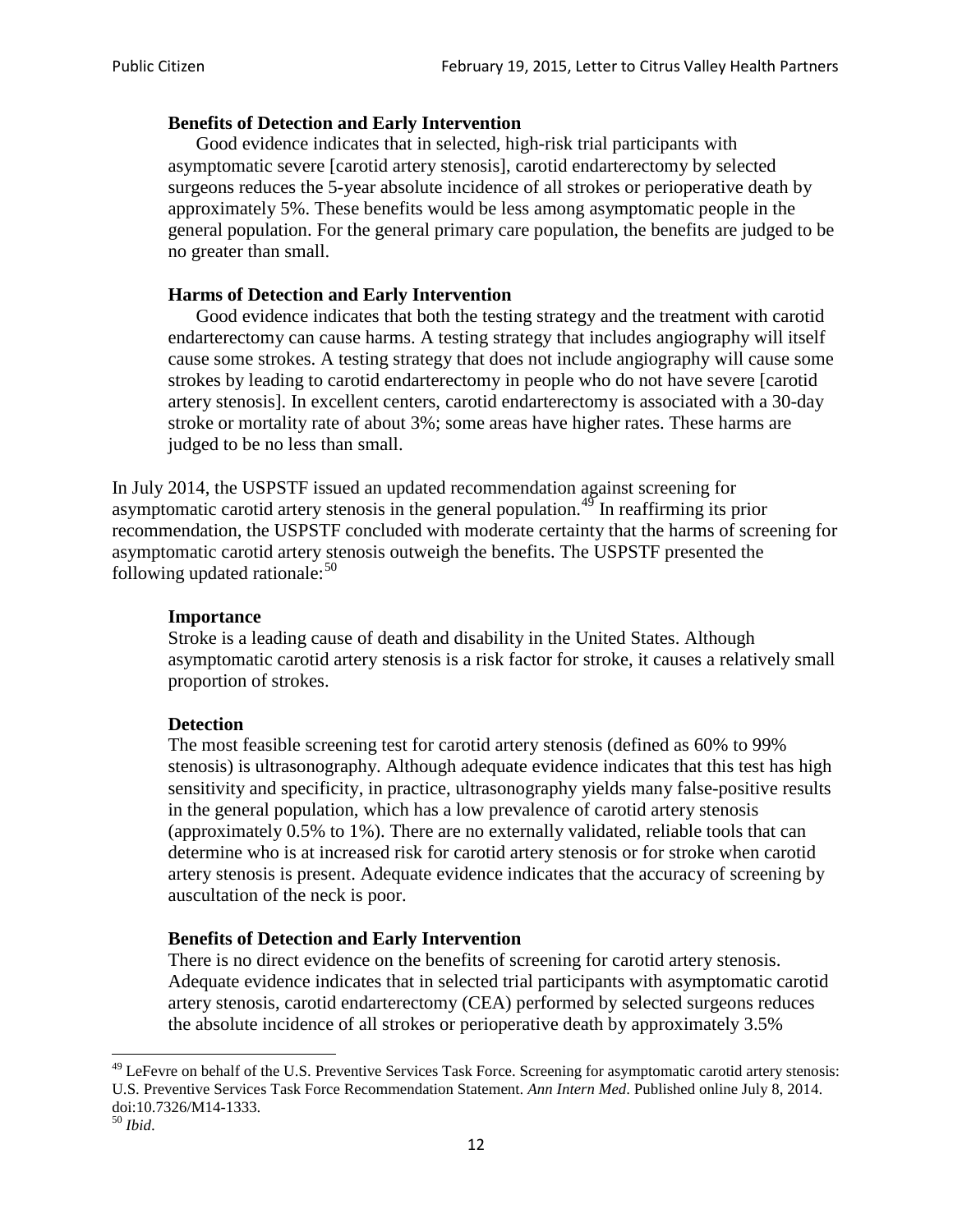> **Benefits of Detection and Early Intervention**
>
> Good evidence indicates that in selected, high-risk trial participants with asymptomatic severe [carotid artery stenosis], carotid endarterectomy by selected surgeons reduces the 5-year absolute incidence of all strokes or perioperative death by approximately 5%. These benefits would be less among asymptomatic people in the general population. For the general primary care population, the benefits are judged to be no greater than small.
>
> **Harms of Detection and Early Intervention**
>
> Good evidence indicates that both the testing strategy and the treatment with carotid endarterectomy can cause harms. A testing strategy that includes angiography will itself cause some strokes. A testing strategy that does not include angiography will cause some strokes by leading to carotid endarterectomy in people who do not have severe [carotid artery stenosis]. In excellent centers, carotid endarterectomy is associated with a 30-day stroke or mortality rate of about 3%; some areas have higher rates. These harms are judged to be no less than small.

In July 2014, the USPSTF issued an updated recommendation against screening for asymptomatic carotid artery stenosis in the general population.[49] In reaffirming its prior recommendation, the USPSTF concluded with moderate certainty that the harms of screening for asymptomatic carotid artery stenosis outweigh the benefits. The USPSTF presented the following updated rationale:[50]

> **Importance**
>
> Stroke is a leading cause of death and disability in the United States. Although asymptomatic carotid artery stenosis is a risk factor for stroke, it causes a relatively small proportion of strokes.
>
> **Detection**
>
> The most feasible screening test for carotid artery stenosis (defined as 60% to 99% stenosis) is ultrasonography. Although adequate evidence indicates that this test has high sensitivity and specificity, in practice, ultrasonography yields many false-positive results in the general population, which has a low prevalence of carotid artery stenosis (approximately 0.5% to 1%). There are no externally validated, reliable tools that can determine who is at increased risk for carotid artery stenosis or for stroke when carotid artery stenosis is present. Adequate evidence indicates that the accuracy of screening by auscultation of the neck is poor.
>
> **Benefits of Detection and Early Intervention**
>
> There is no direct evidence on the benefits of screening for carotid artery stenosis. Adequate evidence indicates that in selected trial participants with asymptomatic carotid artery stenosis, carotid endarterectomy (CEA) performed by selected surgeons reduces the absolute incidence of all strokes or perioperative death by approximately 3.5%

---

[49] LeFevre on behalf of the U.S. Preventive Services Task Force. Screening for asymptomatic carotid artery stenosis: U.S. Preventive Services Task Force Recommendation Statement. *Ann Intern Med*. Published online July 8, 2014. doi:10.7326/M14-1333.

[50] *Ibid*.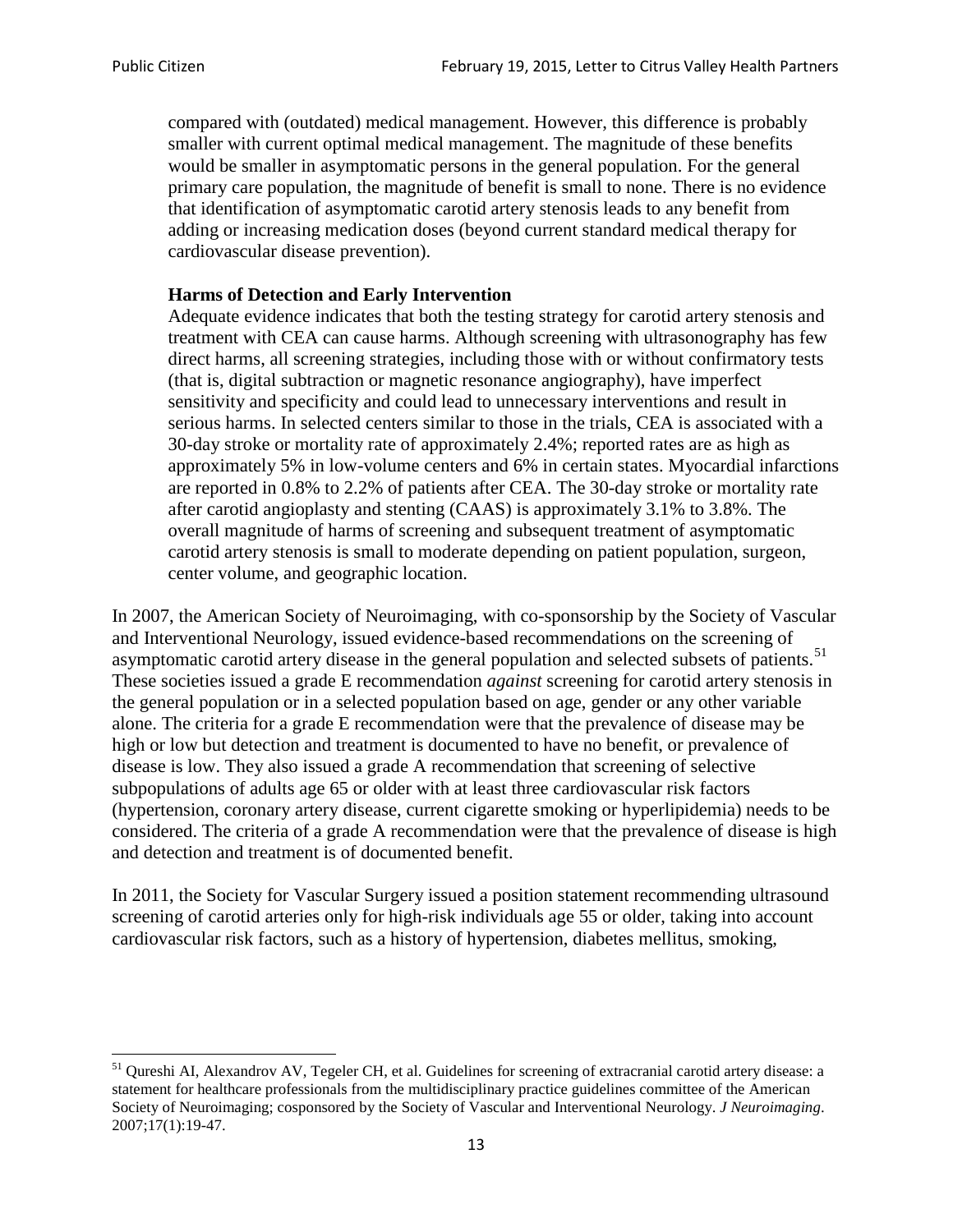> compared with (outdated) medical management. However, this difference is probably smaller with current optimal medical management. The magnitude of these benefits would be smaller in asymptomatic persons in the general population. For the general primary care population, the magnitude of benefit is small to none. There is no evidence that identification of asymptomatic carotid artery stenosis leads to any benefit from adding or increasing medication doses (beyond current standard medical therapy for cardiovascular disease prevention).
>
> **Harms of Detection and Early Intervention**
> Adequate evidence indicates that both the testing strategy for carotid artery stenosis and treatment with CEA can cause harms. Although screening with ultrasonography has few direct harms, all screening strategies, including those with or without confirmatory tests (that is, digital subtraction or magnetic resonance angiography), have imperfect sensitivity and specificity and could lead to unnecessary interventions and result in serious harms. In selected centers similar to those in the trials, CEA is associated with a 30-day stroke or mortality rate of approximately 2.4%; reported rates are as high as approximately 5% in low-volume centers and 6% in certain states. Myocardial infarctions are reported in 0.8% to 2.2% of patients after CEA. The 30-day stroke or mortality rate after carotid angioplasty and stenting (CAAS) is approximately 3.1% to 3.8%. The overall magnitude of harms of screening and subsequent treatment of asymptomatic carotid artery stenosis is small to moderate depending on patient population, surgeon, center volume, and geographic location.

In 2007, the American Society of Neuroimaging, with co-sponsorship by the Society of Vascular and Interventional Neurology, issued evidence-based recommendations on the screening of asymptomatic carotid artery disease in the general population and selected subsets of patients.[51] These societies issued a grade E recommendation *against* screening for carotid artery stenosis in the general population or in a selected population based on age, gender or any other variable alone. The criteria for a grade E recommendation were that the prevalence of disease may be high or low but detection and treatment is documented to have no benefit, or prevalence of disease is low. They also issued a grade A recommendation that screening of selective subpopulations of adults age 65 or older with at least three cardiovascular risk factors (hypertension, coronary artery disease, current cigarette smoking or hyperlipidemia) needs to be considered. The criteria of a grade A recommendation were that the prevalence of disease is high and detection and treatment is of documented benefit.

In 2011, the Society for Vascular Surgery issued a position statement recommending ultrasound screening of carotid arteries only for high-risk individuals age 55 or older, taking into account cardiovascular risk factors, such as a history of hypertension, diabetes mellitus, smoking,

[51] Qureshi AI, Alexandrov AV, Tegeler CH, et al. Guidelines for screening of extracranial carotid artery disease: a statement for healthcare professionals from the multidisciplinary practice guidelines committee of the American Society of Neuroimaging; cosponsored by the Society of Vascular and Interventional Neurology. *J Neuroimaging*. 2007;17(1):19-47.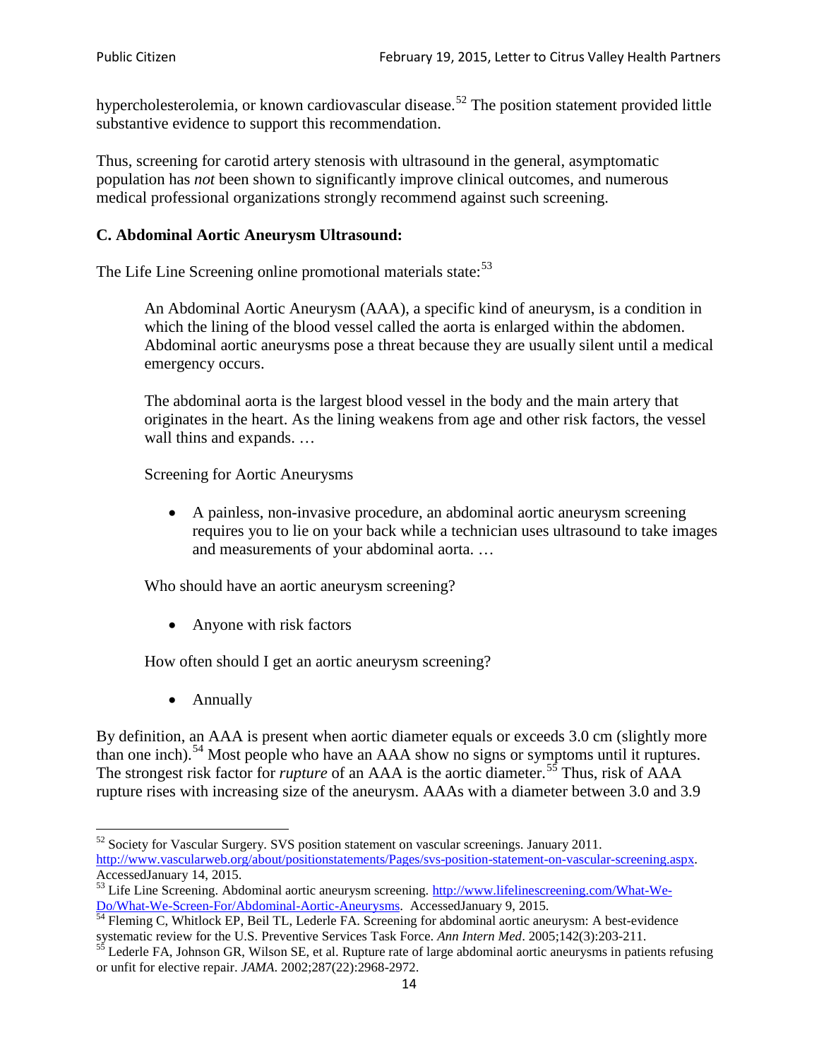hypercholesterolemia, or known cardiovascular disease.[52] The position statement provided little substantive evidence to support this recommendation.

Thus, screening for carotid artery stenosis with ultrasound in the general, asymptomatic population has *not* been shown to significantly improve clinical outcomes, and numerous medical professional organizations strongly recommend against such screening.

### C. Abdominal Aortic Aneurysm Ultrasound:

The Life Line Screening online promotional materials state:[53]

> An Abdominal Aortic Aneurysm (AAA), a specific kind of aneurysm, is a condition in which the lining of the blood vessel called the aorta is enlarged within the abdomen. Abdominal aortic aneurysms pose a threat because they are usually silent until a medical emergency occurs.
>
> The abdominal aorta is the largest blood vessel in the body and the main artery that originates in the heart. As the lining weakens from age and other risk factors, the vessel wall thins and expands. …
>
> Screening for Aortic Aneurysms
>
> - A painless, non-invasive procedure, an abdominal aortic aneurysm screening requires you to lie on your back while a technician uses ultrasound to take images and measurements of your abdominal aorta. …
>
> Who should have an aortic aneurysm screening?
>
> - Anyone with risk factors
>
> How often should I get an aortic aneurysm screening?
>
> - Annually

By definition, an AAA is present when aortic diameter equals or exceeds 3.0 cm (slightly more than one inch).[54] Most people who have an AAA show no signs or symptoms until it ruptures. The strongest risk factor for *rupture* of an AAA is the aortic diameter.[55] Thus, risk of AAA rupture rises with increasing size of the aneurysm. AAAs with a diameter between 3.0 and 3.9

---

[52] Society for Vascular Surgery. SVS position statement on vascular screenings. January 2011. http://www.vascularweb.org/about/positionstatements/Pages/svs-position-statement-on-vascular-screening.aspx. AccessedJanuary 14, 2015.

[53] Life Line Screening. Abdominal aortic aneurysm screening. http://www.lifelinescreening.com/What-We-Do/What-We-Screen-For/Abdominal-Aortic-Aneurysms. AccessedJanuary 9, 2015.

[54] Fleming C, Whitlock EP, Beil TL, Lederle FA. Screening for abdominal aortic aneurysm: A best-evidence systematic review for the U.S. Preventive Services Task Force. *Ann Intern Med*. 2005;142(3):203-211.

[55] Lederle FA, Johnson GR, Wilson SE, et al. Rupture rate of large abdominal aortic aneurysms in patients refusing or unfit for elective repair. *JAMA*. 2002;287(22):2968-2972.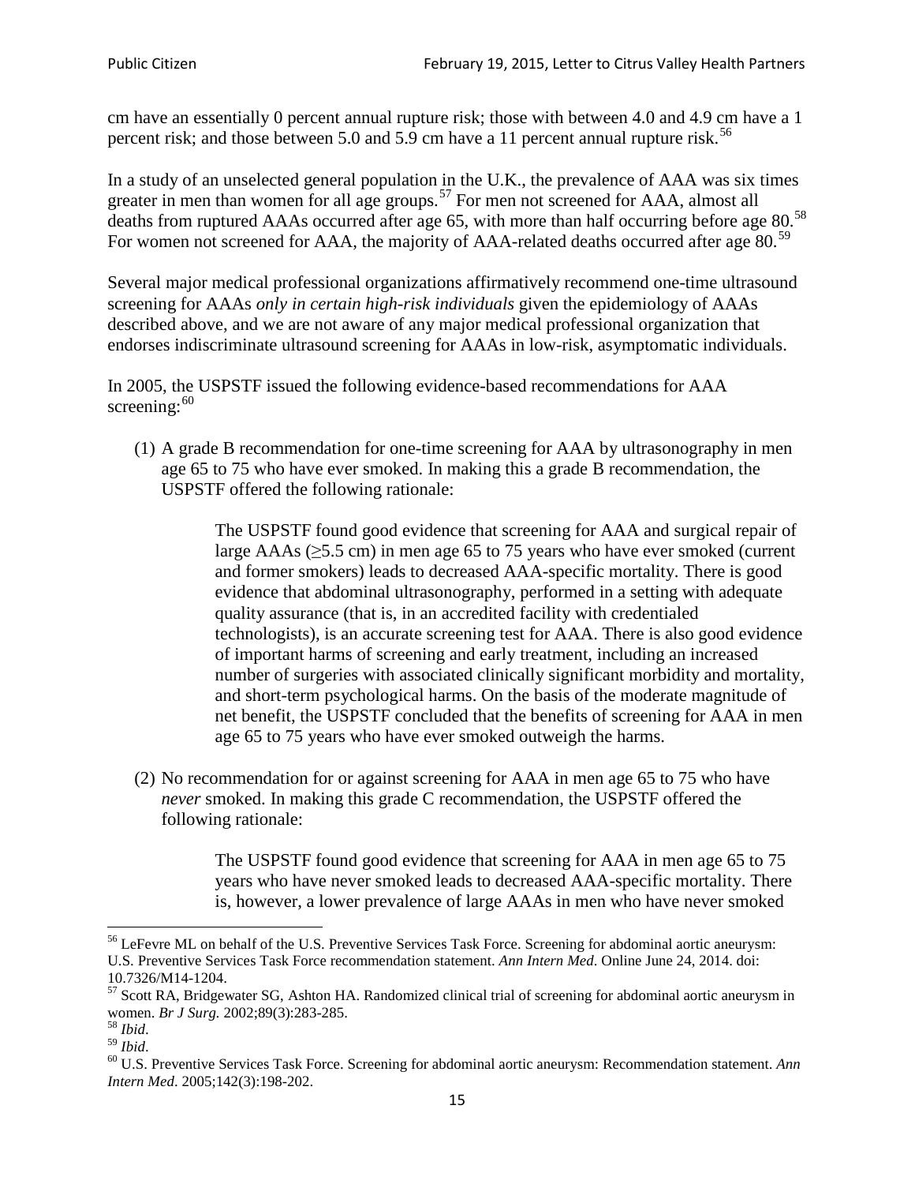cm have an essentially 0 percent annual rupture risk; those with between 4.0 and 4.9 cm have a 1 percent risk; and those between 5.0 and 5.9 cm have a 11 percent annual rupture risk.[56]

In a study of an unselected general population in the U.K., the prevalence of AAA was six times greater in men than women for all age groups.[57] For men not screened for AAA, almost all deaths from ruptured AAAs occurred after age 65, with more than half occurring before age 80.[58] For women not screened for AAA, the majority of AAA-related deaths occurred after age 80.[59]

Several major medical professional organizations affirmatively recommend one-time ultrasound screening for AAAs *only in certain high-risk individuals* given the epidemiology of AAAs described above, and we are not aware of any major medical professional organization that endorses indiscriminate ultrasound screening for AAAs in low-risk, asymptomatic individuals.

In 2005, the USPSTF issued the following evidence-based recommendations for AAA screening:[60]

(1) A grade B recommendation for one-time screening for AAA by ultrasonography in men age 65 to 75 who have ever smoked. In making this a grade B recommendation, the USPSTF offered the following rationale:

> The USPSTF found good evidence that screening for AAA and surgical repair of large AAAs (≥5.5 cm) in men age 65 to 75 years who have ever smoked (current and former smokers) leads to decreased AAA-specific mortality. There is good evidence that abdominal ultrasonography, performed in a setting with adequate quality assurance (that is, in an accredited facility with credentialed technologists), is an accurate screening test for AAA. There is also good evidence of important harms of screening and early treatment, including an increased number of surgeries with associated clinically significant morbidity and mortality, and short-term psychological harms. On the basis of the moderate magnitude of net benefit, the USPSTF concluded that the benefits of screening for AAA in men age 65 to 75 years who have ever smoked outweigh the harms.

(2) No recommendation for or against screening for AAA in men age 65 to 75 who have *never* smoked. In making this grade C recommendation, the USPSTF offered the following rationale:

> The USPSTF found good evidence that screening for AAA in men age 65 to 75 years who have never smoked leads to decreased AAA-specific mortality. There is, however, a lower prevalence of large AAAs in men who have never smoked

---

[56] LeFevre ML on behalf of the U.S. Preventive Services Task Force. Screening for abdominal aortic aneurysm: U.S. Preventive Services Task Force recommendation statement. *Ann Intern Med*. Online June 24, 2014. doi: 10.7326/M14-1204.

[57] Scott RA, Bridgewater SG, Ashton HA. Randomized clinical trial of screening for abdominal aortic aneurysm in women. *Br J Surg.* 2002;89(3):283-285.

[58] *Ibid*.

[59] *Ibid*.

[60] U.S. Preventive Services Task Force. Screening for abdominal aortic aneurysm: Recommendation statement. *Ann Intern Med*. 2005;142(3):198-202.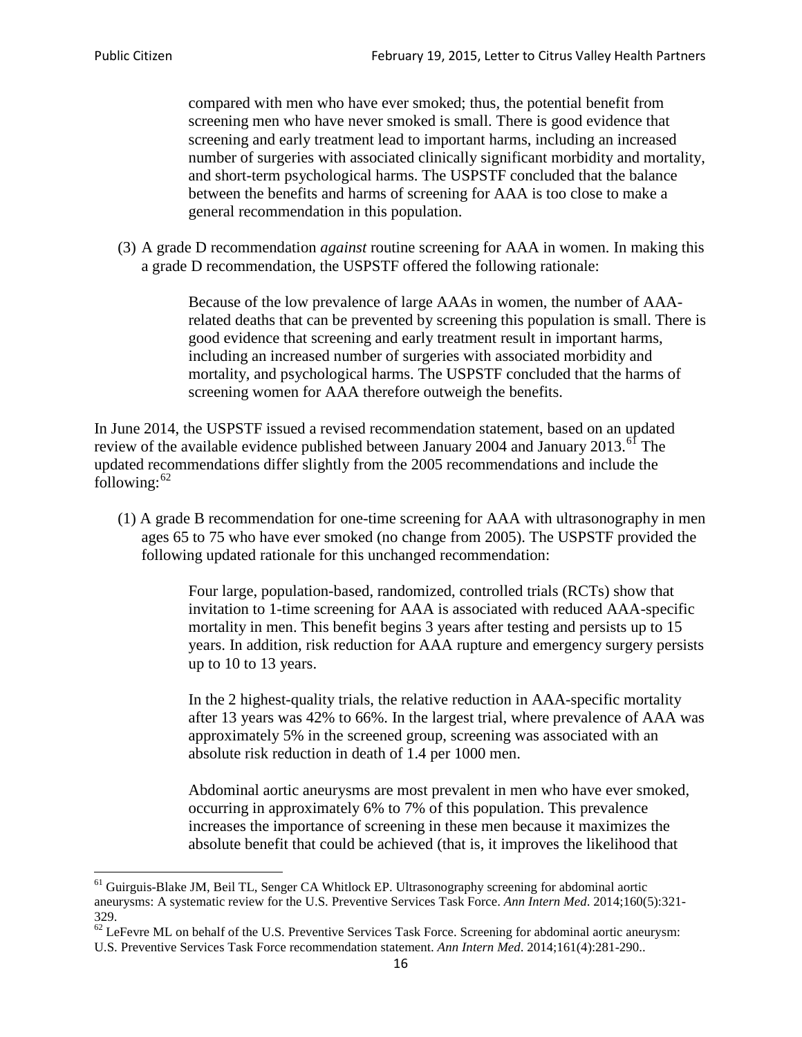> compared with men who have ever smoked; thus, the potential benefit from screening men who have never smoked is small. There is good evidence that screening and early treatment lead to important harms, including an increased number of surgeries with associated clinically significant morbidity and mortality, and short-term psychological harms. The USPSTF concluded that the balance between the benefits and harms of screening for AAA is too close to make a general recommendation in this population.

(3) A grade D recommendation *against* routine screening for AAA in women. In making this a grade D recommendation, the USPSTF offered the following rationale:

> Because of the low prevalence of large AAAs in women, the number of AAA-related deaths that can be prevented by screening this population is small. There is good evidence that screening and early treatment result in important harms, including an increased number of surgeries with associated morbidity and mortality, and psychological harms. The USPSTF concluded that the harms of screening women for AAA therefore outweigh the benefits.

In June 2014, the USPSTF issued a revised recommendation statement, based on an updated review of the available evidence published between January 2004 and January 2013.[61] The updated recommendations differ slightly from the 2005 recommendations and include the following:[62]

(1) A grade B recommendation for one-time screening for AAA with ultrasonography in men ages 65 to 75 who have ever smoked (no change from 2005). The USPSTF provided the following updated rationale for this unchanged recommendation:

> Four large, population-based, randomized, controlled trials (RCTs) show that invitation to 1-time screening for AAA is associated with reduced AAA-specific mortality in men. This benefit begins 3 years after testing and persists up to 15 years. In addition, risk reduction for AAA rupture and emergency surgery persists up to 10 to 13 years.
>
> In the 2 highest-quality trials, the relative reduction in AAA-specific mortality after 13 years was 42% to 66%. In the largest trial, where prevalence of AAA was approximately 5% in the screened group, screening was associated with an absolute risk reduction in death of 1.4 per 1000 men.
>
> Abdominal aortic aneurysms are most prevalent in men who have ever smoked, occurring in approximately 6% to 7% of this population. This prevalence increases the importance of screening in these men because it maximizes the absolute benefit that could be achieved (that is, it improves the likelihood that

---

[61] Guirguis-Blake JM, Beil TL, Senger CA Whitlock EP. Ultrasonography screening for abdominal aortic aneurysms: A systematic review for the U.S. Preventive Services Task Force. *Ann Intern Med*. 2014;160(5):321-329.

[62] LeFevre ML on behalf of the U.S. Preventive Services Task Force. Screening for abdominal aortic aneurysm: U.S. Preventive Services Task Force recommendation statement. *Ann Intern Med*. 2014;161(4):281-290..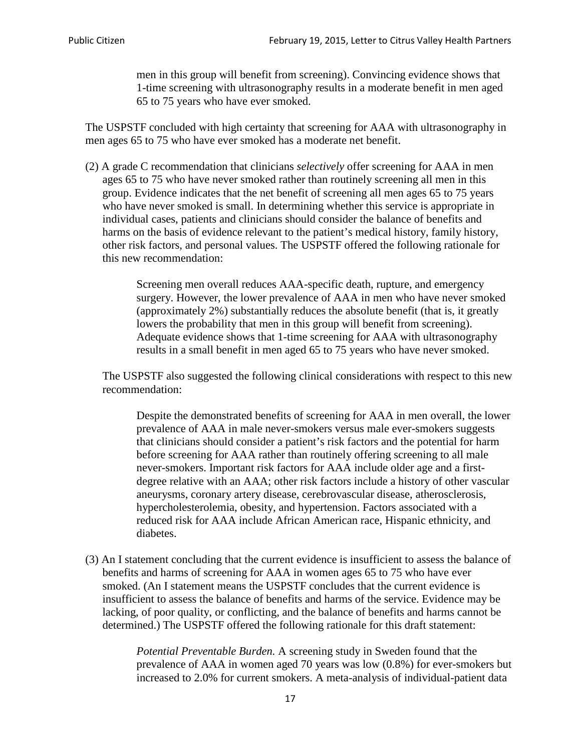> men in this group will benefit from screening). Convincing evidence shows that 1-time screening with ultrasonography results in a moderate benefit in men aged 65 to 75 years who have ever smoked.

The USPSTF concluded with high certainty that screening for AAA with ultrasonography in men ages 65 to 75 who have ever smoked has a moderate net benefit.

(2) A grade C recommendation that clinicians *selectively* offer screening for AAA in men ages 65 to 75 who have never smoked rather than routinely screening all men in this group. Evidence indicates that the net benefit of screening all men ages 65 to 75 years who have never smoked is small. In determining whether this service is appropriate in individual cases, patients and clinicians should consider the balance of benefits and harms on the basis of evidence relevant to the patient's medical history, family history, other risk factors, and personal values. The USPSTF offered the following rationale for this new recommendation:

> Screening men overall reduces AAA-specific death, rupture, and emergency surgery. However, the lower prevalence of AAA in men who have never smoked (approximately 2%) substantially reduces the absolute benefit (that is, it greatly lowers the probability that men in this group will benefit from screening). Adequate evidence shows that 1-time screening for AAA with ultrasonography results in a small benefit in men aged 65 to 75 years who have never smoked.

The USPSTF also suggested the following clinical considerations with respect to this new recommendation:

> Despite the demonstrated benefits of screening for AAA in men overall, the lower prevalence of AAA in male never-smokers versus male ever-smokers suggests that clinicians should consider a patient's risk factors and the potential for harm before screening for AAA rather than routinely offering screening to all male never-smokers. Important risk factors for AAA include older age and a first-degree relative with an AAA; other risk factors include a history of other vascular aneurysms, coronary artery disease, cerebrovascular disease, atherosclerosis, hypercholesterolemia, obesity, and hypertension. Factors associated with a reduced risk for AAA include African American race, Hispanic ethnicity, and diabetes.

(3) An I statement concluding that the current evidence is insufficient to assess the balance of benefits and harms of screening for AAA in women ages 65 to 75 who have ever smoked. (An I statement means the USPSTF concludes that the current evidence is insufficient to assess the balance of benefits and harms of the service. Evidence may be lacking, of poor quality, or conflicting, and the balance of benefits and harms cannot be determined.) The USPSTF offered the following rationale for this draft statement:

> *Potential Preventable Burden.* A screening study in Sweden found that the prevalence of AAA in women aged 70 years was low (0.8%) for ever-smokers but increased to 2.0% for current smokers. A meta-analysis of individual-patient data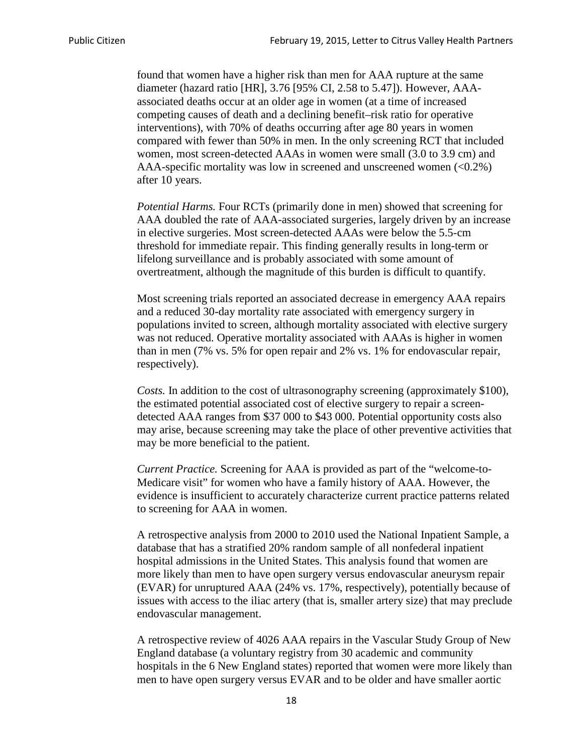found that women have a higher risk than men for AAA rupture at the same diameter (hazard ratio [HR], 3.76 [95% CI, 2.58 to 5.47]). However, AAA-associated deaths occur at an older age in women (at a time of increased competing causes of death and a declining benefit–risk ratio for operative interventions), with 70% of deaths occurring after age 80 years in women compared with fewer than 50% in men. In the only screening RCT that included women, most screen-detected AAAs in women were small (3.0 to 3.9 cm) and AAA-specific mortality was low in screened and unscreened women (<0.2%) after 10 years.

*Potential Harms.* Four RCTs (primarily done in men) showed that screening for AAA doubled the rate of AAA-associated surgeries, largely driven by an increase in elective surgeries. Most screen-detected AAAs were below the 5.5-cm threshold for immediate repair. This finding generally results in long-term or lifelong surveillance and is probably associated with some amount of overtreatment, although the magnitude of this burden is difficult to quantify.

Most screening trials reported an associated decrease in emergency AAA repairs and a reduced 30-day mortality rate associated with emergency surgery in populations invited to screen, although mortality associated with elective surgery was not reduced. Operative mortality associated with AAAs is higher in women than in men (7% vs. 5% for open repair and 2% vs. 1% for endovascular repair, respectively).

*Costs.* In addition to the cost of ultrasonography screening (approximately $100), the estimated potential associated cost of elective surgery to repair a screen-detected AAA ranges from $37 000 to $43 000. Potential opportunity costs also may arise, because screening may take the place of other preventive activities that may be more beneficial to the patient.

*Current Practice.* Screening for AAA is provided as part of the "welcome-to-Medicare visit" for women who have a family history of AAA. However, the evidence is insufficient to accurately characterize current practice patterns related to screening for AAA in women.

A retrospective analysis from 2000 to 2010 used the National Inpatient Sample, a database that has a stratified 20% random sample of all nonfederal inpatient hospital admissions in the United States. This analysis found that women are more likely than men to have open surgery versus endovascular aneurysm repair (EVAR) for unruptured AAA (24% vs. 17%, respectively), potentially because of issues with access to the iliac artery (that is, smaller artery size) that may preclude endovascular management.

A retrospective review of 4026 AAA repairs in the Vascular Study Group of New England database (a voluntary registry from 30 academic and community hospitals in the 6 New England states) reported that women were more likely than men to have open surgery versus EVAR and to be older and have smaller aortic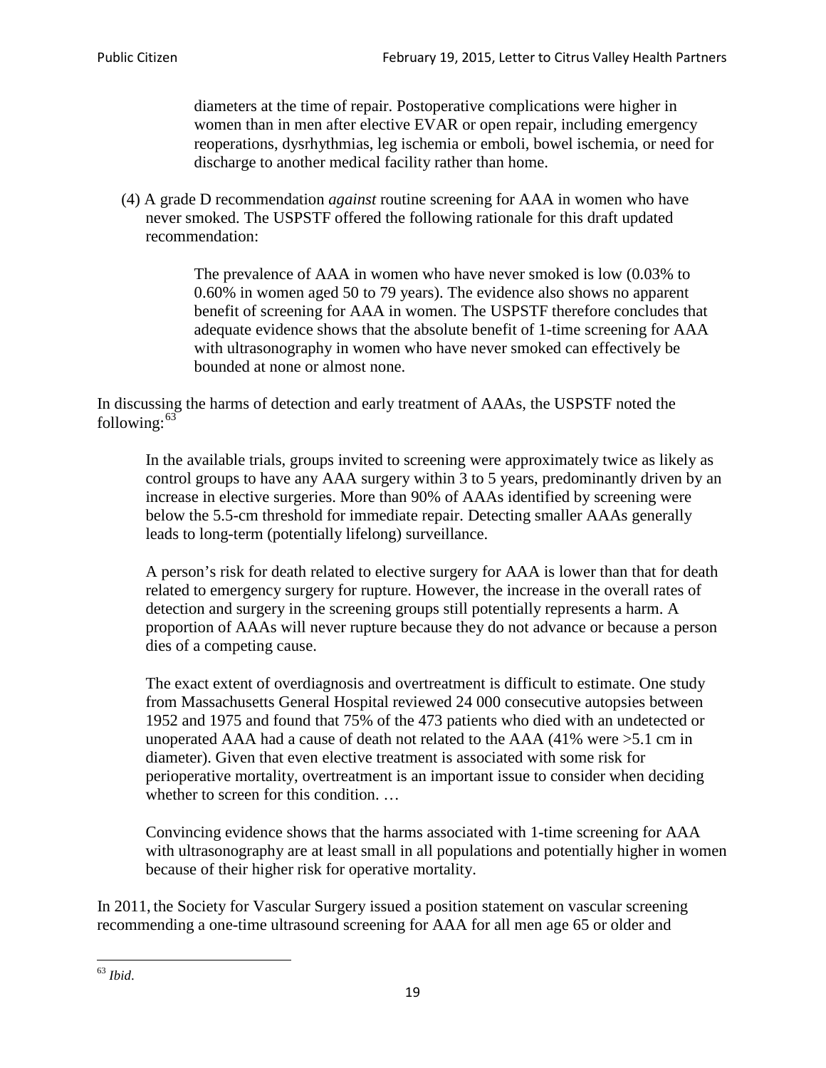> diameters at the time of repair. Postoperative complications were higher in women than in men after elective EVAR or open repair, including emergency reoperations, dysrhythmias, leg ischemia or emboli, bowel ischemia, or need for discharge to another medical facility rather than home.

(4) A grade D recommendation *against* routine screening for AAA in women who have never smoked. The USPSTF offered the following rationale for this draft updated recommendation:

> The prevalence of AAA in women who have never smoked is low (0.03% to 0.60% in women aged 50 to 79 years). The evidence also shows no apparent benefit of screening for AAA in women. The USPSTF therefore concludes that adequate evidence shows that the absolute benefit of 1-time screening for AAA with ultrasonography in women who have never smoked can effectively be bounded at none or almost none.

In discussing the harms of detection and early treatment of AAAs, the USPSTF noted the following:[63]

> In the available trials, groups invited to screening were approximately twice as likely as control groups to have any AAA surgery within 3 to 5 years, predominantly driven by an increase in elective surgeries. More than 90% of AAAs identified by screening were below the 5.5-cm threshold for immediate repair. Detecting smaller AAAs generally leads to long-term (potentially lifelong) surveillance.
>
> A person's risk for death related to elective surgery for AAA is lower than that for death related to emergency surgery for rupture. However, the increase in the overall rates of detection and surgery in the screening groups still potentially represents a harm. A proportion of AAAs will never rupture because they do not advance or because a person dies of a competing cause.
>
> The exact extent of overdiagnosis and overtreatment is difficult to estimate. One study from Massachusetts General Hospital reviewed 24 000 consecutive autopsies between 1952 and 1975 and found that 75% of the 473 patients who died with an undetected or unoperated AAA had a cause of death not related to the AAA (41% were >5.1 cm in diameter). Given that even elective treatment is associated with some risk for perioperative mortality, overtreatment is an important issue to consider when deciding whether to screen for this condition. …
>
> Convincing evidence shows that the harms associated with 1-time screening for AAA with ultrasonography are at least small in all populations and potentially higher in women because of their higher risk for operative mortality.

In 2011, the Society for Vascular Surgery issued a position statement on vascular screening recommending a one-time ultrasound screening for AAA for all men age 65 or older and

[63] *Ibid*.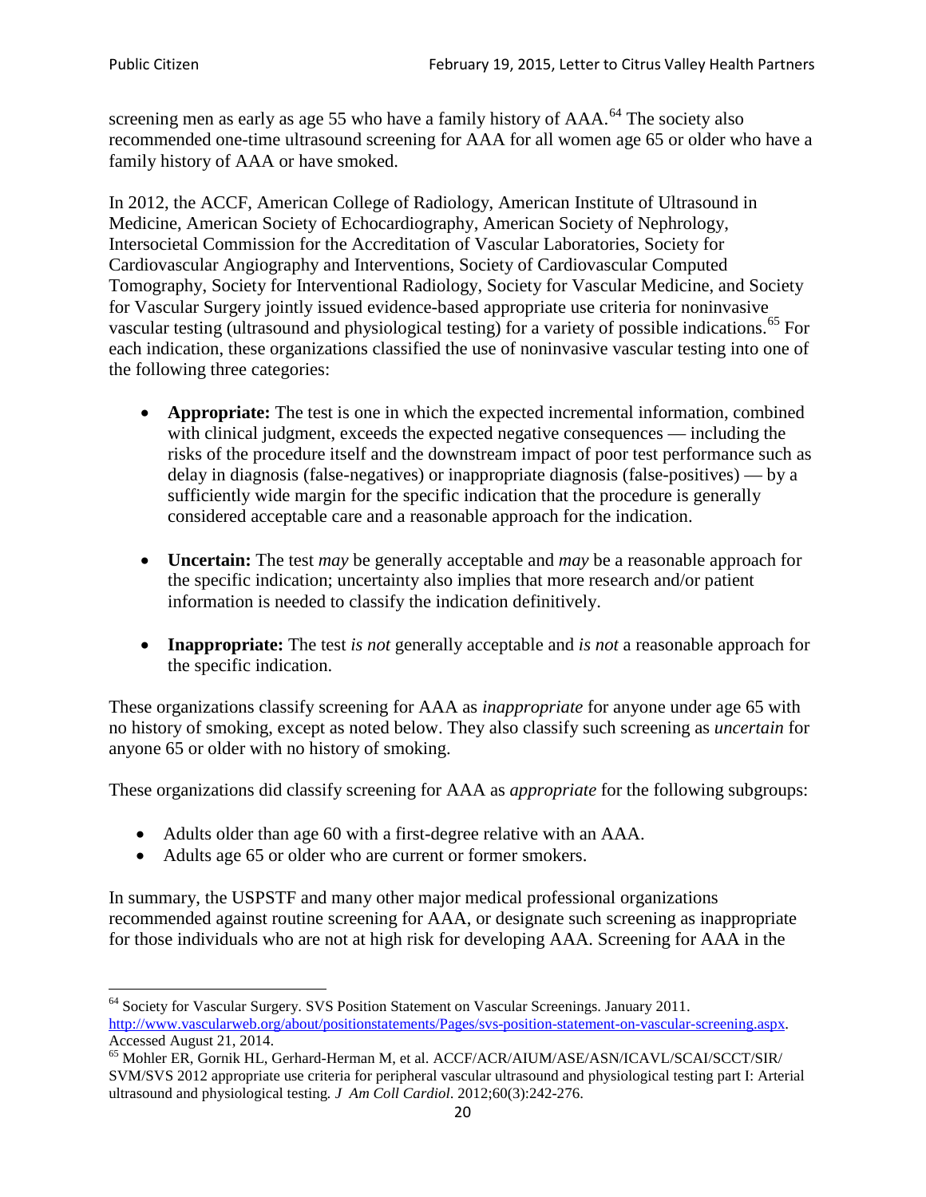screening men as early as age 55 who have a family history of AAA.[64] The society also recommended one-time ultrasound screening for AAA for all women age 65 or older who have a family history of AAA or have smoked.

In 2012, the ACCF, American College of Radiology, American Institute of Ultrasound in Medicine, American Society of Echocardiography, American Society of Nephrology, Intersocietal Commission for the Accreditation of Vascular Laboratories, Society for Cardiovascular Angiography and Interventions, Society of Cardiovascular Computed Tomography, Society for Interventional Radiology, Society for Vascular Medicine, and Society for Vascular Surgery jointly issued evidence-based appropriate use criteria for noninvasive vascular testing (ultrasound and physiological testing) for a variety of possible indications.[65] For each indication, these organizations classified the use of noninvasive vascular testing into one of the following three categories:

- **Appropriate:** The test is one in which the expected incremental information, combined with clinical judgment, exceeds the expected negative consequences — including the risks of the procedure itself and the downstream impact of poor test performance such as delay in diagnosis (false-negatives) or inappropriate diagnosis (false-positives) — by a sufficiently wide margin for the specific indication that the procedure is generally considered acceptable care and a reasonable approach for the indication.

- **Uncertain:** The test *may* be generally acceptable and *may* be a reasonable approach for the specific indication; uncertainty also implies that more research and/or patient information is needed to classify the indication definitively.

- **Inappropriate:** The test *is not* generally acceptable and *is not* a reasonable approach for the specific indication.

These organizations classify screening for AAA as *inappropriate* for anyone under age 65 with no history of smoking, except as noted below. They also classify such screening as *uncertain* for anyone 65 or older with no history of smoking.

These organizations did classify screening for AAA as *appropriate* for the following subgroups:

- Adults older than age 60 with a first-degree relative with an AAA.
- Adults age 65 or older who are current or former smokers.

In summary, the USPSTF and many other major medical professional organizations recommended against routine screening for AAA, or designate such screening as inappropriate for those individuals who are not at high risk for developing AAA. Screening for AAA in the

---

[64] Society for Vascular Surgery. SVS Position Statement on Vascular Screenings. January 2011. http://www.vascularweb.org/about/positionstatements/Pages/svs-position-statement-on-vascular-screening.aspx. Accessed August 21, 2014.

[65] Mohler ER, Gornik HL, Gerhard-Herman M, et al. ACCF/ACR/AIUM/ASE/ASN/ICAVL/SCAI/SCCT/SIR/SVM/SVS 2012 appropriate use criteria for peripheral vascular ultrasound and physiological testing part I: Arterial ultrasound and physiological testing. *J Am Coll Cardiol*. 2012;60(3):242-276.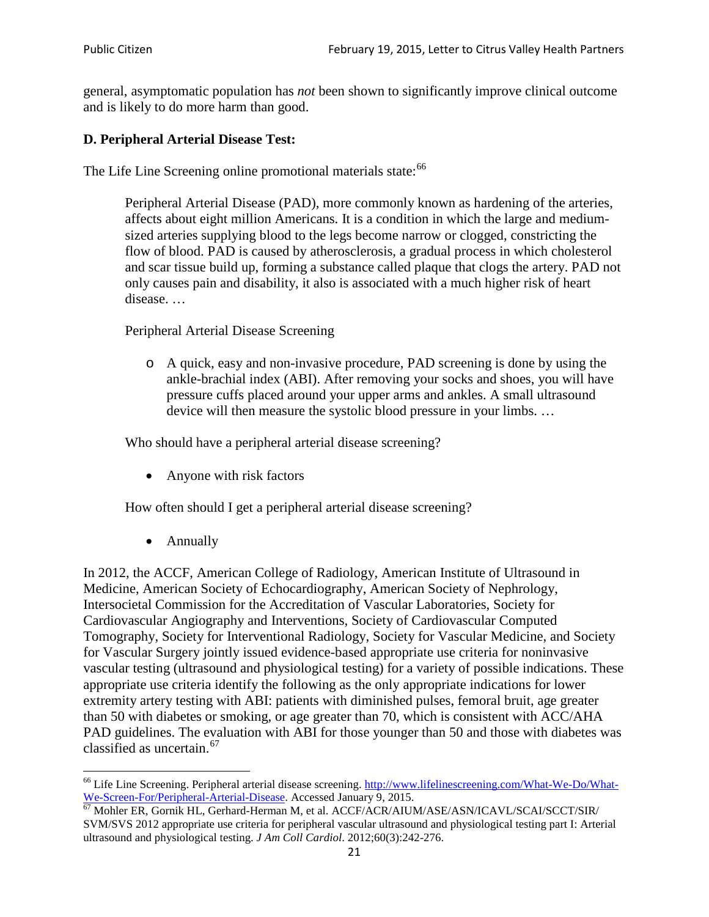general, asymptomatic population has *not* been shown to significantly improve clinical outcome and is likely to do more harm than good.

**D. Peripheral Arterial Disease Test:**

The Life Line Screening online promotional materials state:[66]

> Peripheral Arterial Disease (PAD), more commonly known as hardening of the arteries, affects about eight million Americans. It is a condition in which the large and medium-sized arteries supplying blood to the legs become narrow or clogged, constricting the flow of blood. PAD is caused by atherosclerosis, a gradual process in which cholesterol and scar tissue build up, forming a substance called plaque that clogs the artery. PAD not only causes pain and disability, it also is associated with a much higher risk of heart disease. …
>
> Peripheral Arterial Disease Screening
>
> - A quick, easy and non-invasive procedure, PAD screening is done by using the ankle-brachial index (ABI). After removing your socks and shoes, you will have pressure cuffs placed around your upper arms and ankles. A small ultrasound device will then measure the systolic blood pressure in your limbs. …
>
> Who should have a peripheral arterial disease screening?
>
> - Anyone with risk factors
>
> How often should I get a peripheral arterial disease screening?
>
> - Annually

In 2012, the ACCF, American College of Radiology, American Institute of Ultrasound in Medicine, American Society of Echocardiography, American Society of Nephrology, Intersocietal Commission for the Accreditation of Vascular Laboratories, Society for Cardiovascular Angiography and Interventions, Society of Cardiovascular Computed Tomography, Society for Interventional Radiology, Society for Vascular Medicine, and Society for Vascular Surgery jointly issued evidence-based appropriate use criteria for noninvasive vascular testing (ultrasound and physiological testing) for a variety of possible indications. These appropriate use criteria identify the following as the only appropriate indications for lower extremity artery testing with ABI: patients with diminished pulses, femoral bruit, age greater than 50 with diabetes or smoking, or age greater than 70, which is consistent with ACC/AHA PAD guidelines. The evaluation with ABI for those younger than 50 and those with diabetes was classified as uncertain.[67]

---

[66] Life Line Screening. Peripheral arterial disease screening. http://www.lifelinescreening.com/What-We-Do/What-We-Screen-For/Peripheral-Arterial-Disease. Accessed January 9, 2015.

[67] Mohler ER, Gornik HL, Gerhard-Herman M, et al. ACCF/ACR/AIUM/ASE/ASN/ICAVL/SCAI/SCCT/SIR/SVM/SVS 2012 appropriate use criteria for peripheral vascular ultrasound and physiological testing part I: Arterial ultrasound and physiological testing. *J Am Coll Cardiol*. 2012;60(3):242-276.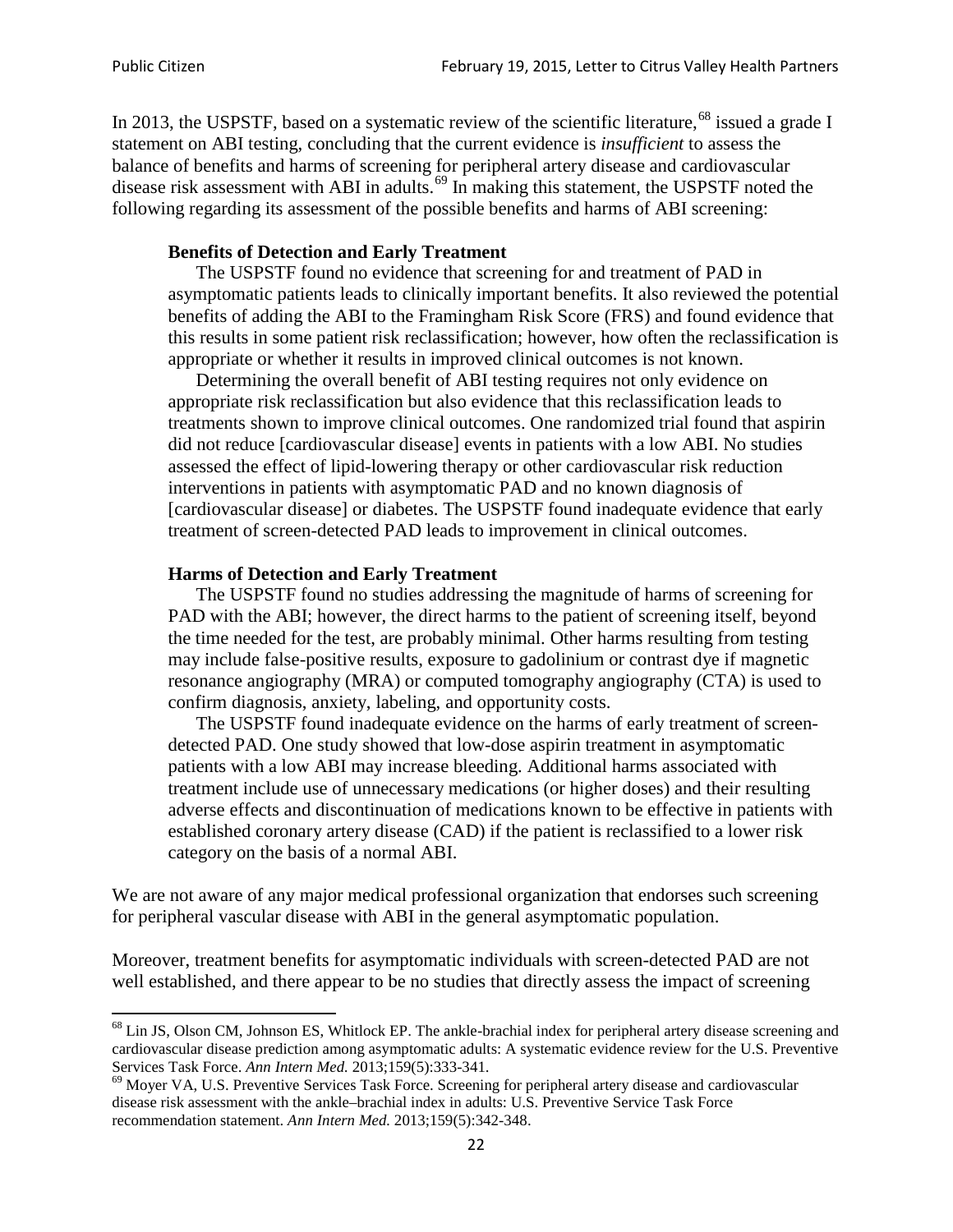In 2013, the USPSTF, based on a systematic review of the scientific literature,[68] issued a grade I statement on ABI testing, concluding that the current evidence is *insufficient* to assess the balance of benefits and harms of screening for peripheral artery disease and cardiovascular disease risk assessment with ABI in adults.[69] In making this statement, the USPSTF noted the following regarding its assessment of the possible benefits and harms of ABI screening:

> **Benefits of Detection and Early Treatment**
>
> The USPSTF found no evidence that screening for and treatment of PAD in asymptomatic patients leads to clinically important benefits. It also reviewed the potential benefits of adding the ABI to the Framingham Risk Score (FRS) and found evidence that this results in some patient risk reclassification; however, how often the reclassification is appropriate or whether it results in improved clinical outcomes is not known.
>
> Determining the overall benefit of ABI testing requires not only evidence on appropriate risk reclassification but also evidence that this reclassification leads to treatments shown to improve clinical outcomes. One randomized trial found that aspirin did not reduce [cardiovascular disease] events in patients with a low ABI. No studies assessed the effect of lipid-lowering therapy or other cardiovascular risk reduction interventions in patients with asymptomatic PAD and no known diagnosis of [cardiovascular disease] or diabetes. The USPSTF found inadequate evidence that early treatment of screen-detected PAD leads to improvement in clinical outcomes.
>
> **Harms of Detection and Early Treatment**
>
> The USPSTF found no studies addressing the magnitude of harms of screening for PAD with the ABI; however, the direct harms to the patient of screening itself, beyond the time needed for the test, are probably minimal. Other harms resulting from testing may include false-positive results, exposure to gadolinium or contrast dye if magnetic resonance angiography (MRA) or computed tomography angiography (CTA) is used to confirm diagnosis, anxiety, labeling, and opportunity costs.
>
> The USPSTF found inadequate evidence on the harms of early treatment of screen-detected PAD. One study showed that low-dose aspirin treatment in asymptomatic patients with a low ABI may increase bleeding. Additional harms associated with treatment include use of unnecessary medications (or higher doses) and their resulting adverse effects and discontinuation of medications known to be effective in patients with established coronary artery disease (CAD) if the patient is reclassified to a lower risk category on the basis of a normal ABI.

We are not aware of any major medical professional organization that endorses such screening for peripheral vascular disease with ABI in the general asymptomatic population.

Moreover, treatment benefits for asymptomatic individuals with screen-detected PAD are not well established, and there appear to be no studies that directly assess the impact of screening

---

[68] Lin JS, Olson CM, Johnson ES, Whitlock EP. The ankle-brachial index for peripheral artery disease screening and cardiovascular disease prediction among asymptomatic adults: A systematic evidence review for the U.S. Preventive Services Task Force. *Ann Intern Med.* 2013;159(5):333-341.

[69] Moyer VA, U.S. Preventive Services Task Force. Screening for peripheral artery disease and cardiovascular disease risk assessment with the ankle–brachial index in adults: U.S. Preventive Service Task Force recommendation statement. *Ann Intern Med.* 2013;159(5):342-348.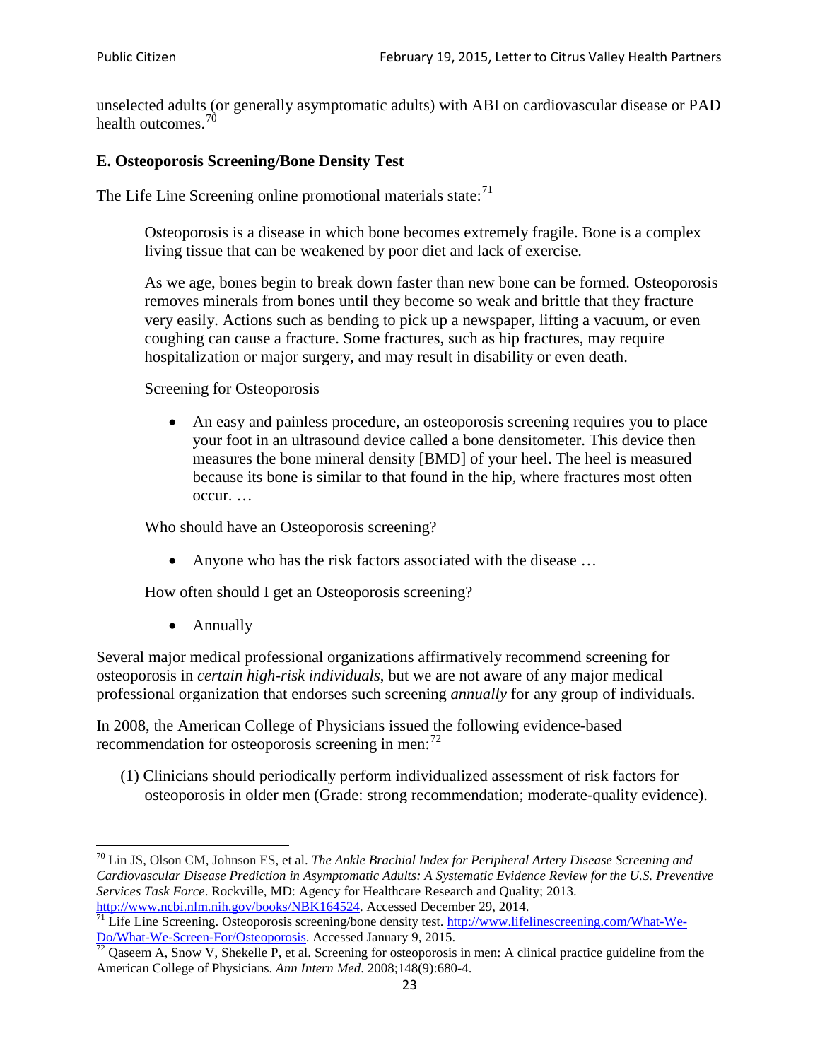unselected adults (or generally asymptomatic adults) with ABI on cardiovascular disease or PAD health outcomes.[70]

### E. Osteoporosis Screening/Bone Density Test

The Life Line Screening online promotional materials state:[71]

> Osteoporosis is a disease in which bone becomes extremely fragile. Bone is a complex living tissue that can be weakened by poor diet and lack of exercise.
>
> As we age, bones begin to break down faster than new bone can be formed. Osteoporosis removes minerals from bones until they become so weak and brittle that they fracture very easily. Actions such as bending to pick up a newspaper, lifting a vacuum, or even coughing can cause a fracture. Some fractures, such as hip fractures, may require hospitalization or major surgery, and may result in disability or even death.
>
> Screening for Osteoporosis
>
> - An easy and painless procedure, an osteoporosis screening requires you to place your foot in an ultrasound device called a bone densitometer. This device then measures the bone mineral density [BMD] of your heel. The heel is measured because its bone is similar to that found in the hip, where fractures most often occur. …
>
> Who should have an Osteoporosis screening?
>
> - Anyone who has the risk factors associated with the disease …
>
> How often should I get an Osteoporosis screening?
>
> - Annually

Several major medical professional organizations affirmatively recommend screening for osteoporosis in *certain high-risk individuals*, but we are not aware of any major medical professional organization that endorses such screening *annually* for any group of individuals.

In 2008, the American College of Physicians issued the following evidence-based recommendation for osteoporosis screening in men:[72]

(1) Clinicians should periodically perform individualized assessment of risk factors for osteoporosis in older men (Grade: strong recommendation; moderate-quality evidence).

---

[70] Lin JS, Olson CM, Johnson ES, et al. *The Ankle Brachial Index for Peripheral Artery Disease Screening and Cardiovascular Disease Prediction in Asymptomatic Adults: A Systematic Evidence Review for the U.S. Preventive Services Task Force*. Rockville, MD: Agency for Healthcare Research and Quality; 2013. http://www.ncbi.nlm.nih.gov/books/NBK164524. Accessed December 29, 2014.

[71] Life Line Screening. Osteoporosis screening/bone density test. http://www.lifelinescreening.com/What-We-Do/What-We-Screen-For/Osteoporosis. Accessed January 9, 2015.

[72] Qaseem A, Snow V, Shekelle P, et al. Screening for osteoporosis in men: A clinical practice guideline from the American College of Physicians. *Ann Intern Med*. 2008;148(9):680-4.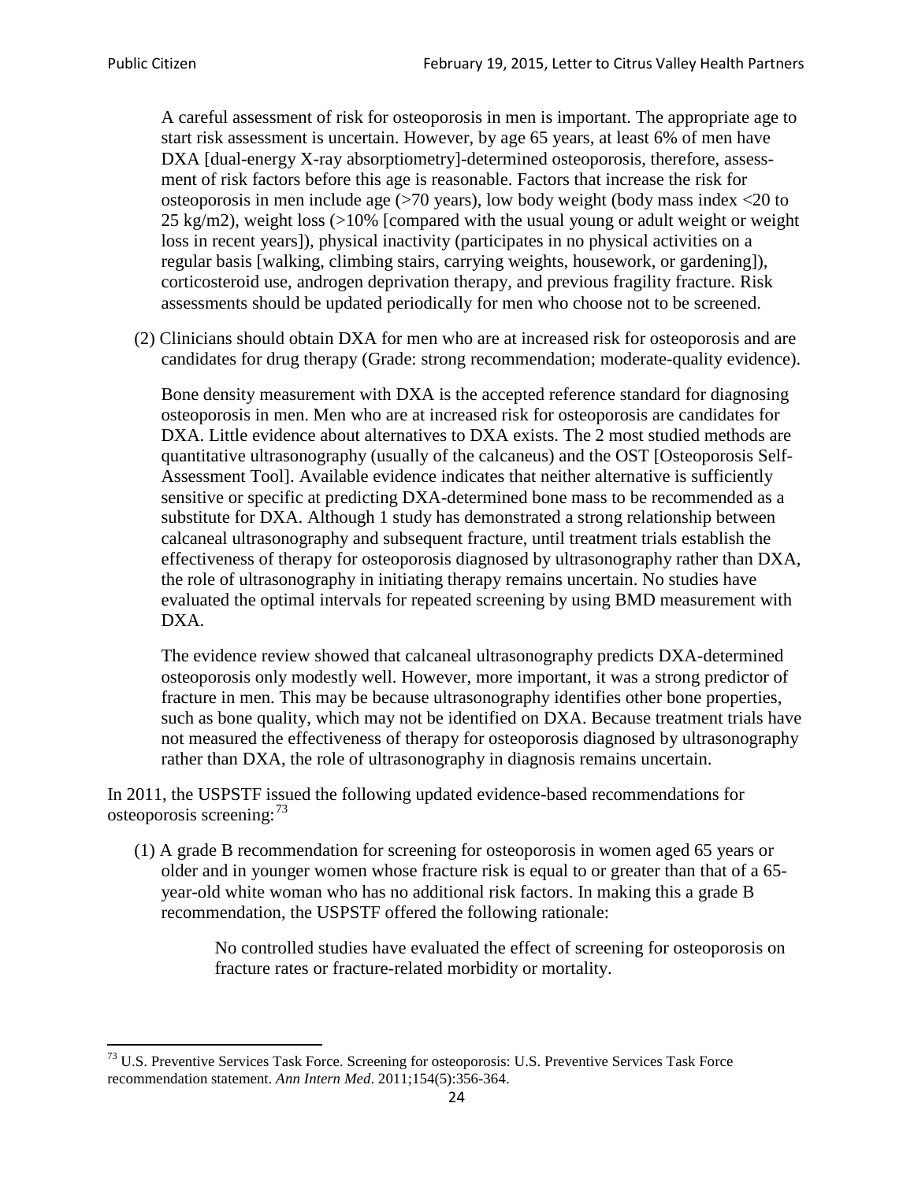A careful assessment of risk for osteoporosis in men is important. The appropriate age to start risk assessment is uncertain. However, by age 65 years, at least 6% of men have DXA [dual-energy X-ray absorptiometry]-determined osteoporosis, therefore, assessment of risk factors before this age is reasonable. Factors that increase the risk for osteoporosis in men include age (>70 years), low body weight (body mass index <20 to 25 kg/m2), weight loss (>10% [compared with the usual young or adult weight or weight loss in recent years]), physical inactivity (participates in no physical activities on a regular basis [walking, climbing stairs, carrying weights, housework, or gardening]), corticosteroid use, androgen deprivation therapy, and previous fragility fracture. Risk assessments should be updated periodically for men who choose not to be screened.

(2) Clinicians should obtain DXA for men who are at increased risk for osteoporosis and are candidates for drug therapy (Grade: strong recommendation; moderate-quality evidence).

Bone density measurement with DXA is the accepted reference standard for diagnosing osteoporosis in men. Men who are at increased risk for osteoporosis are candidates for DXA. Little evidence about alternatives to DXA exists. The 2 most studied methods are quantitative ultrasonography (usually of the calcaneus) and the OST [Osteoporosis Self-Assessment Tool]. Available evidence indicates that neither alternative is sufficiently sensitive or specific at predicting DXA-determined bone mass to be recommended as a substitute for DXA. Although 1 study has demonstrated a strong relationship between calcaneal ultrasonography and subsequent fracture, until treatment trials establish the effectiveness of therapy for osteoporosis diagnosed by ultrasonography rather than DXA, the role of ultrasonography in initiating therapy remains uncertain. No studies have evaluated the optimal intervals for repeated screening by using BMD measurement with DXA.

The evidence review showed that calcaneal ultrasonography predicts DXA-determined osteoporosis only modestly well. However, more important, it was a strong predictor of fracture in men. This may be because ultrasonography identifies other bone properties, such as bone quality, which may not be identified on DXA. Because treatment trials have not measured the effectiveness of therapy for osteoporosis diagnosed by ultrasonography rather than DXA, the role of ultrasonography in diagnosis remains uncertain.

In 2011, the USPSTF issued the following updated evidence-based recommendations for osteoporosis screening:[73]

(1) A grade B recommendation for screening for osteoporosis in women aged 65 years or older and in younger women whose fracture risk is equal to or greater than that of a 65-year-old white woman who has no additional risk factors. In making this a grade B recommendation, the USPSTF offered the following rationale:

> No controlled studies have evaluated the effect of screening for osteoporosis on fracture rates or fracture-related morbidity or mortality.

[73] U.S. Preventive Services Task Force. Screening for osteoporosis: U.S. Preventive Services Task Force recommendation statement. *Ann Intern Med*. 2011;154(5):356-364.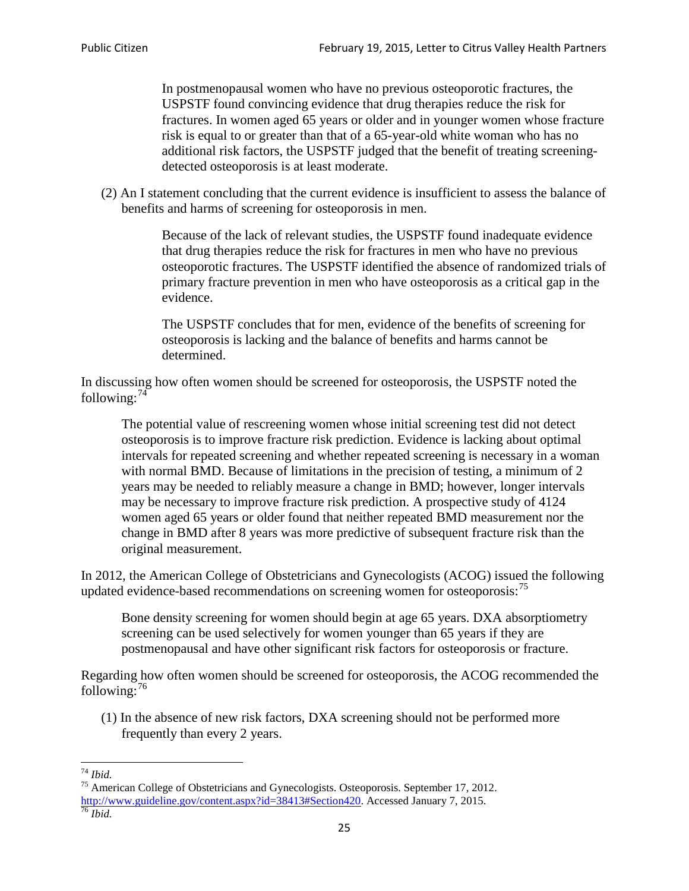> In postmenopausal women who have no previous osteoporotic fractures, the USPSTF found convincing evidence that drug therapies reduce the risk for fractures. In women aged 65 years or older and in younger women whose fracture risk is equal to or greater than that of a 65-year-old white woman who has no additional risk factors, the USPSTF judged that the benefit of treating screening-detected osteoporosis is at least moderate.

(2) An I statement concluding that the current evidence is insufficient to assess the balance of benefits and harms of screening for osteoporosis in men.

> Because of the lack of relevant studies, the USPSTF found inadequate evidence that drug therapies reduce the risk for fractures in men who have no previous osteoporotic fractures. The USPSTF identified the absence of randomized trials of primary fracture prevention in men who have osteoporosis as a critical gap in the evidence.
>
> The USPSTF concludes that for men, evidence of the benefits of screening for osteoporosis is lacking and the balance of benefits and harms cannot be determined.

In discussing how often women should be screened for osteoporosis, the USPSTF noted the following:[74]

> The potential value of rescreening women whose initial screening test did not detect osteoporosis is to improve fracture risk prediction. Evidence is lacking about optimal intervals for repeated screening and whether repeated screening is necessary in a woman with normal BMD. Because of limitations in the precision of testing, a minimum of 2 years may be needed to reliably measure a change in BMD; however, longer intervals may be necessary to improve fracture risk prediction. A prospective study of 4124 women aged 65 years or older found that neither repeated BMD measurement nor the change in BMD after 8 years was more predictive of subsequent fracture risk than the original measurement.

In 2012, the American College of Obstetricians and Gynecologists (ACOG) issued the following updated evidence-based recommendations on screening women for osteoporosis:[75]

> Bone density screening for women should begin at age 65 years. DXA absorptiometry screening can be used selectively for women younger than 65 years if they are postmenopausal and have other significant risk factors for osteoporosis or fracture.

Regarding how often women should be screened for osteoporosis, the ACOG recommended the following:[76]

(1) In the absence of new risk factors, DXA screening should not be performed more frequently than every 2 years.

---

[74] *Ibid.*

[75] American College of Obstetricians and Gynecologists. Osteoporosis. September 17, 2012. http://www.guideline.gov/content.aspx?id=38413#Section420. Accessed January 7, 2015.

[76] *Ibid.*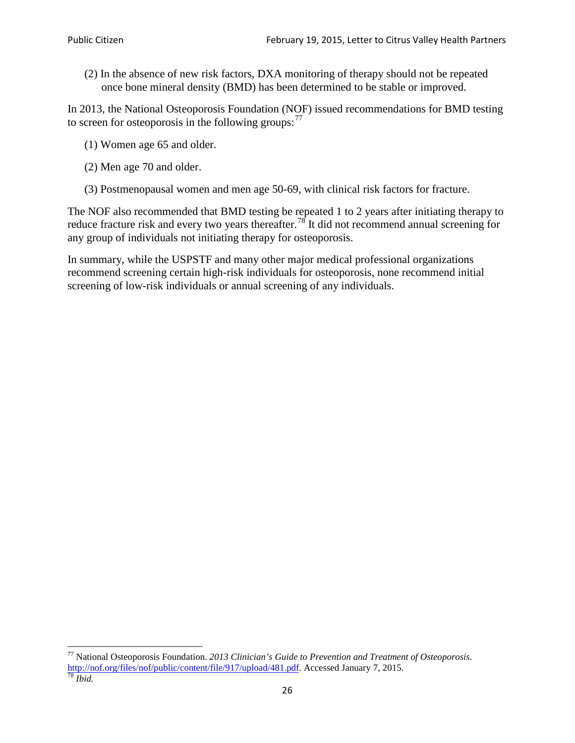(2) In the absence of new risk factors, DXA monitoring of therapy should not be repeated once bone mineral density (BMD) has been determined to be stable or improved.

In 2013, the National Osteoporosis Foundation (NOF) issued recommendations for BMD testing to screen for osteoporosis in the following groups:[77]

(1) Women age 65 and older.

(2) Men age 70 and older.

(3) Postmenopausal women and men age 50-69, with clinical risk factors for fracture.

The NOF also recommended that BMD testing be repeated 1 to 2 years after initiating therapy to reduce fracture risk and every two years thereafter.[78] It did not recommend annual screening for any group of individuals not initiating therapy for osteoporosis.

In summary, while the USPSTF and many other major medical professional organizations recommend screening certain high-risk individuals for osteoporosis, none recommend initial screening of low-risk individuals or annual screening of any individuals.

---

[77] National Osteoporosis Foundation. *2013 Clinician's Guide to Prevention and Treatment of Osteoporosis.* http://nof.org/files/nof/public/content/file/917/upload/481.pdf. Accessed January 7, 2015.

[78] *Ibid.*